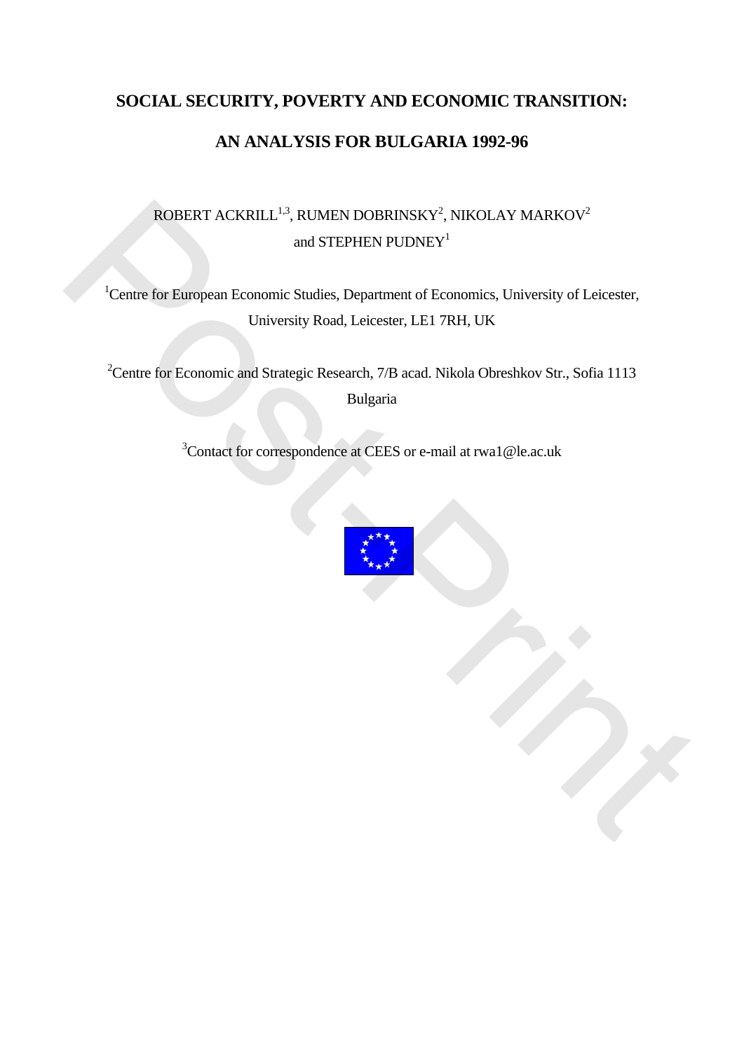# SOCIAL SECURITY, POVERTY AND ECONOMIC TRANSITION:

# AN ANALYSIS FOR BULGARIA 1992-96

ROBERT ACKRILL[1,3], RUMEN DOBRINSKY[2], NIKOLAY MARKOV[2] and STEPHEN PUDNEY[1]

[1]Centre for European Economic Studies, Department of Economics, University of Leicester, University Road, Leicester, LE1 7RH, UK

[2]Centre for Economic and Strategic Research, 7/B acad. Nikola Obreshkov Str., Sofia 1113 Bulgaria

[3]Contact for correspondence at CEES or e-mail at rwa1@le.ac.uk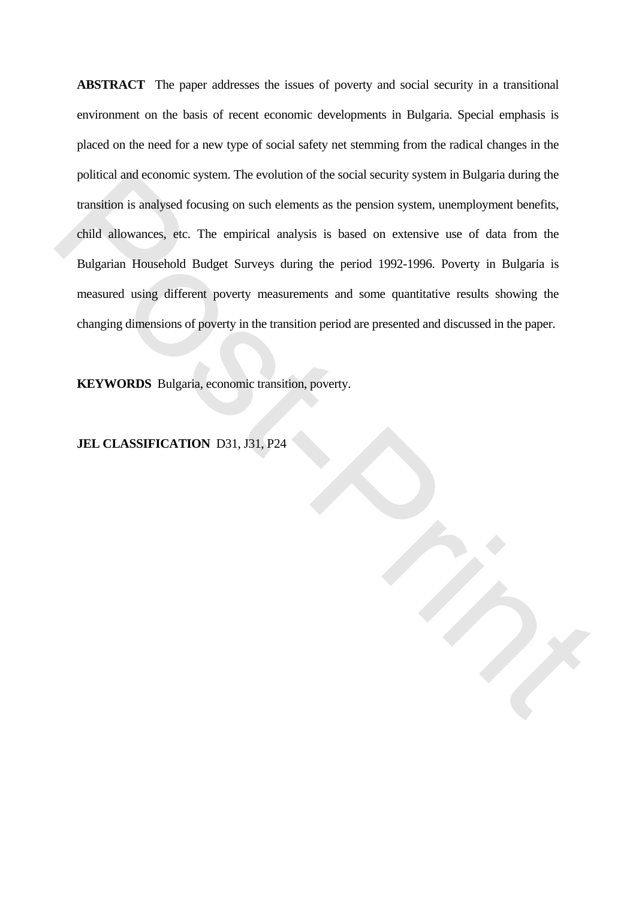**ABSTRACT** The paper addresses the issues of poverty and social security in a transitional environment on the basis of recent economic developments in Bulgaria. Special emphasis is placed on the need for a new type of social safety net stemming from the radical changes in the political and economic system. The evolution of the social security system in Bulgaria during the transition is analysed focusing on such elements as the pension system, unemployment benefits, child allowances, etc. The empirical analysis is based on extensive use of data from the Bulgarian Household Budget Surveys during the period 1992-1996. Poverty in Bulgaria is measured using different poverty measurements and some quantitative results showing the changing dimensions of poverty in the transition period are presented and discussed in the paper.

**KEYWORDS** Bulgaria, economic transition, poverty.

**JEL CLASSIFICATION** D31, J31, P24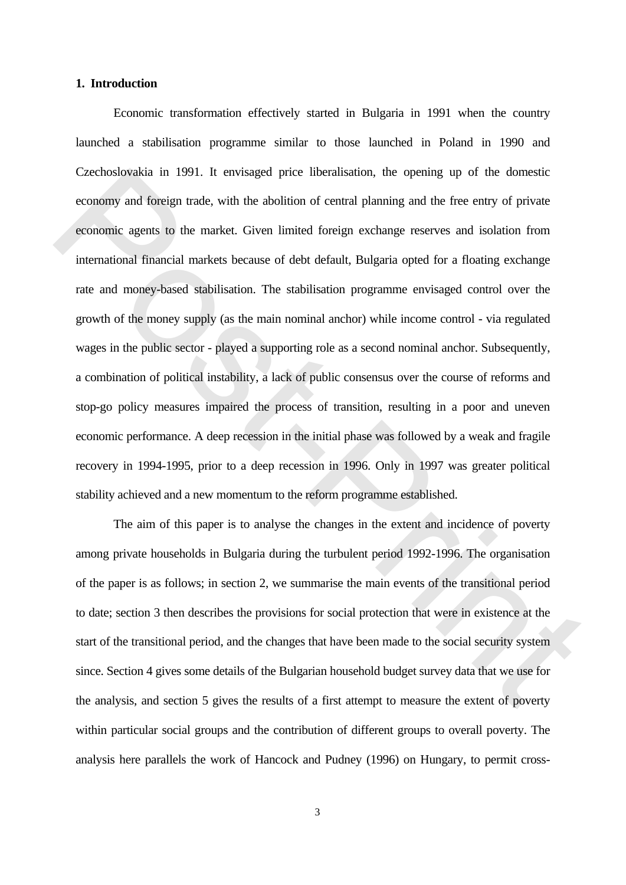## 1. Introduction

Economic transformation effectively started in Bulgaria in 1991 when the country launched a stabilisation programme similar to those launched in Poland in 1990 and Czechoslovakia in 1991. It envisaged price liberalisation, the opening up of the domestic economy and foreign trade, with the abolition of central planning and the free entry of private economic agents to the market. Given limited foreign exchange reserves and isolation from international financial markets because of debt default, Bulgaria opted for a floating exchange rate and money-based stabilisation. The stabilisation programme envisaged control over the growth of the money supply (as the main nominal anchor) while income control - via regulated wages in the public sector - played a supporting role as a second nominal anchor. Subsequently, a combination of political instability, a lack of public consensus over the course of reforms and stop-go policy measures impaired the process of transition, resulting in a poor and uneven economic performance. A deep recession in the initial phase was followed by a weak and fragile recovery in 1994-1995, prior to a deep recession in 1996. Only in 1997 was greater political stability achieved and a new momentum to the reform programme established.

The aim of this paper is to analyse the changes in the extent and incidence of poverty among private households in Bulgaria during the turbulent period 1992-1996. The organisation of the paper is as follows; in section 2, we summarise the main events of the transitional period to date; section 3 then describes the provisions for social protection that were in existence at the start of the transitional period, and the changes that have been made to the social security system since. Section 4 gives some details of the Bulgarian household budget survey data that we use for the analysis, and section 5 gives the results of a first attempt to measure the extent of poverty within particular social groups and the contribution of different groups to overall poverty. The analysis here parallels the work of Hancock and Pudney (1996) on Hungary, to permit cross-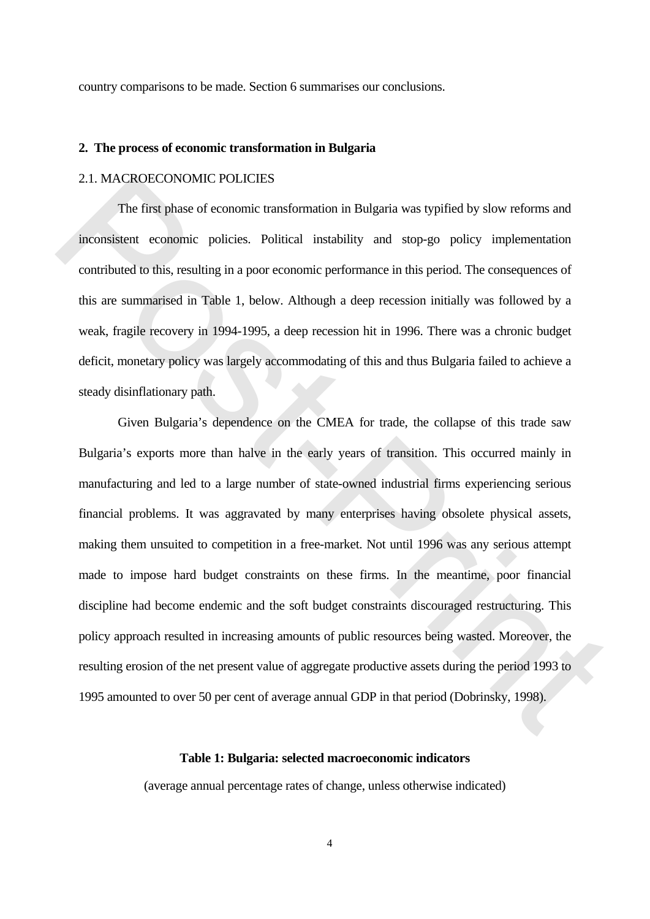country comparisons to be made. Section 6 summarises our conclusions.

## 2. The process of economic transformation in Bulgaria

### 2.1. MACROECONOMIC POLICIES

The first phase of economic transformation in Bulgaria was typified by slow reforms and inconsistent economic policies. Political instability and stop-go policy implementation contributed to this, resulting in a poor economic performance in this period. The consequences of this are summarised in Table 1, below. Although a deep recession initially was followed by a weak, fragile recovery in 1994-1995, a deep recession hit in 1996. There was a chronic budget deficit, monetary policy was largely accommodating of this and thus Bulgaria failed to achieve a steady disinflationary path.

Given Bulgaria's dependence on the CMEA for trade, the collapse of this trade saw Bulgaria's exports more than halve in the early years of transition. This occurred mainly in manufacturing and led to a large number of state-owned industrial firms experiencing serious financial problems. It was aggravated by many enterprises having obsolete physical assets, making them unsuited to competition in a free-market. Not until 1996 was any serious attempt made to impose hard budget constraints on these firms. In the meantime, poor financial discipline had become endemic and the soft budget constraints discouraged restructuring. This policy approach resulted in increasing amounts of public resources being wasted. Moreover, the resulting erosion of the net present value of aggregate productive assets during the period 1993 to 1995 amounted to over 50 per cent of average annual GDP in that period (Dobrinsky, 1998).

**Table 1: Bulgaria: selected macroeconomic indicators**

(average annual percentage rates of change, unless otherwise indicated)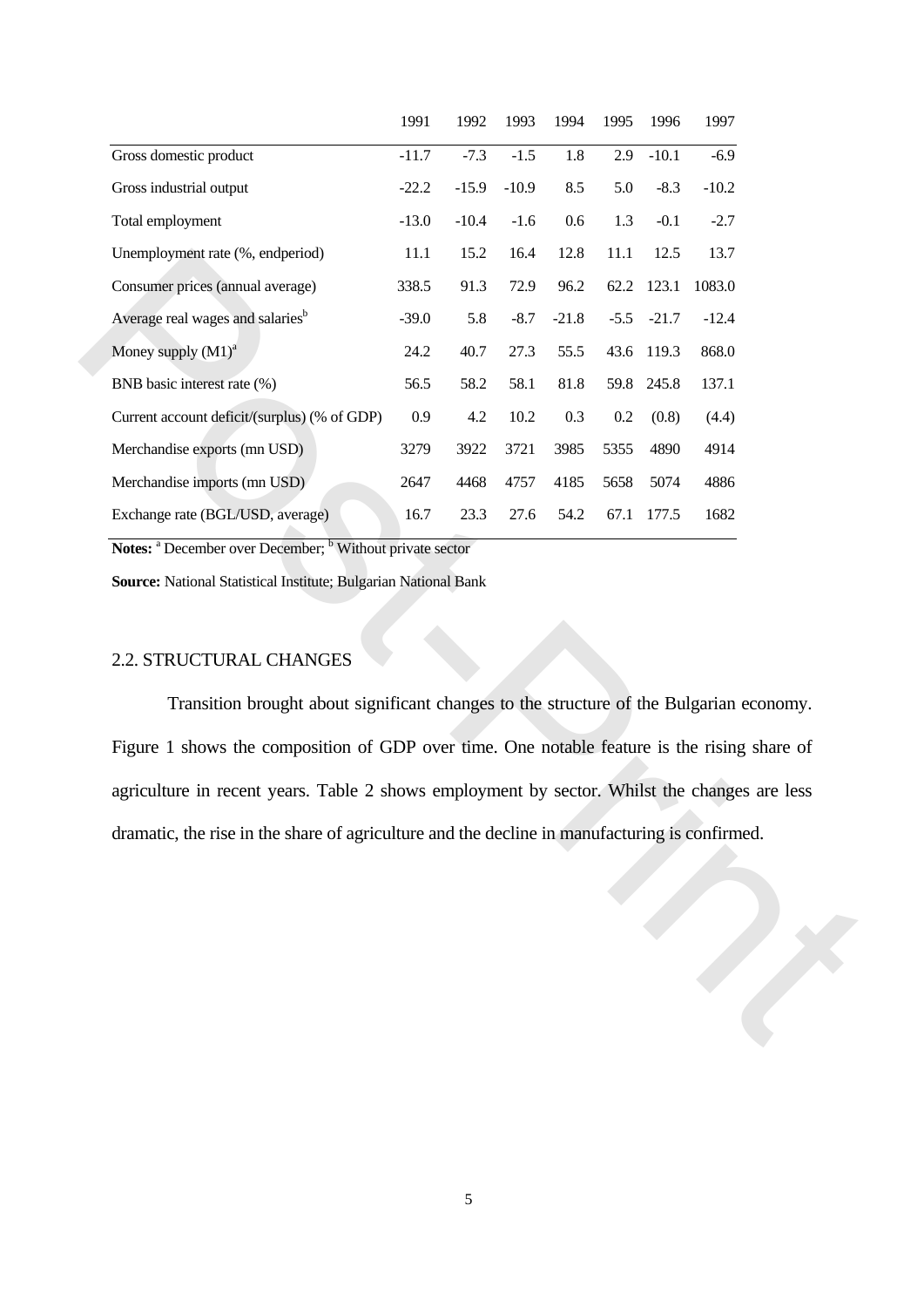| | 1991 | 1992 | 1993 | 1994 | 1995 | 1996 | 1997 |
|---|---|---|---|---|---|---|---|
| Gross domestic product | -11.7 | -7.3 | -1.5 | 1.8 | 2.9 | -10.1 | -6.9 |
| Gross industrial output | -22.2 | -15.9 | -10.9 | 8.5 | 5.0 | -8.3 | -10.2 |
| Total employment | -13.0 | -10.4 | -1.6 | 0.6 | 1.3 | -0.1 | -2.7 |
| Unemployment rate (%, endperiod) | 11.1 | 15.2 | 16.4 | 12.8 | 11.1 | 12.5 | 13.7 |
| Consumer prices (annual average) | 338.5 | 91.3 | 72.9 | 96.2 | 62.2 | 123.1 | 1083.0 |
| Average real wages and salaries[b] | -39.0 | 5.8 | -8.7 | -21.8 | -5.5 | -21.7 | -12.4 |
| Money supply (M1)[a] | 24.2 | 40.7 | 27.3 | 55.5 | 43.6 | 119.3 | 868.0 |
| BNB basic interest rate (%) | 56.5 | 58.2 | 58.1 | 81.8 | 59.8 | 245.8 | 137.1 |
| Current account deficit/(surplus) (% of GDP) | 0.9 | 4.2 | 10.2 | 0.3 | 0.2 | (0.8) | (4.4) |
| Merchandise exports (mn USD) | 3279 | 3922 | 3721 | 3985 | 5355 | 4890 | 4914 |
| Merchandise imports (mn USD) | 2647 | 4468 | 4757 | 4185 | 5658 | 5074 | 4886 |
| Exchange rate (BGL/USD, average) | 16.7 | 23.3 | 27.6 | 54.2 | 67.1 | 177.5 | 1682 |

**Notes:** [a] December over December; [b] Without private sector

**Source:** National Statistical Institute; Bulgarian National Bank

## 2.2. STRUCTURAL CHANGES

Transition brought about significant changes to the structure of the Bulgarian economy. Figure 1 shows the composition of GDP over time. One notable feature is the rising share of agriculture in recent years. Table 2 shows employment by sector. Whilst the changes are less dramatic, the rise in the share of agriculture and the decline in manufacturing is confirmed.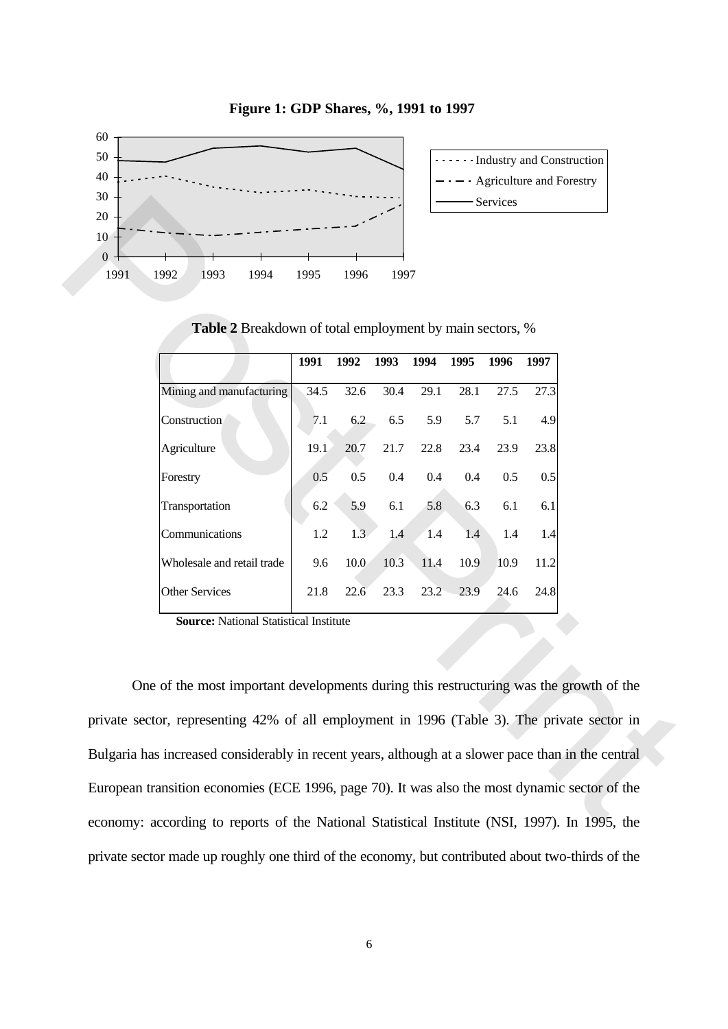**Figure 1: GDP Shares, %, 1991 to 1997**

**Table 2** Breakdown of total employment by main sectors, %

| | 1991 | 1992 | 1993 | 1994 | 1995 | 1996 | 1997 |
|---|---|---|---|---|---|---|---|
| Mining and manufacturing | 34.5 | 32.6 | 30.4 | 29.1 | 28.1 | 27.5 | 27.3 |
| Construction | 7.1 | 6.2 | 6.5 | 5.9 | 5.7 | 5.1 | 4.9 |
| Agriculture | 19.1 | 20.7 | 21.7 | 22.8 | 23.4 | 23.9 | 23.8 |
| Forestry | 0.5 | 0.5 | 0.4 | 0.4 | 0.4 | 0.5 | 0.5 |
| Transportation | 6.2 | 5.9 | 6.1 | 5.8 | 6.3 | 6.1 | 6.1 |
| Communications | 1.2 | 1.3 | 1.4 | 1.4 | 1.4 | 1.4 | 1.4 |
| Wholesale and retail trade | 9.6 | 10.0 | 10.3 | 11.4 | 10.9 | 10.9 | 11.2 |
| Other Services | 21.8 | 22.6 | 23.3 | 23.2 | 23.9 | 24.6 | 24.8 |

**Source:** National Statistical Institute

One of the most important developments during this restructuring was the growth of the private sector, representing 42% of all employment in 1996 (Table 3). The private sector in Bulgaria has increased considerably in recent years, although at a slower pace than in the central European transition economies (ECE 1996, page 70). It was also the most dynamic sector of the economy: according to reports of the National Statistical Institute (NSI, 1997). In 1995, the private sector made up roughly one third of the economy, but contributed about two-thirds of the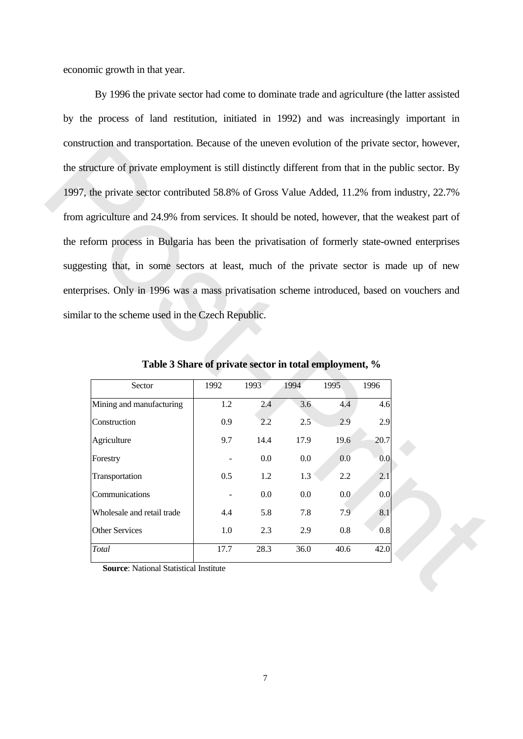economic growth in that year.

By 1996 the private sector had come to dominate trade and agriculture (the latter assisted by the process of land restitution, initiated in 1992) and was increasingly important in construction and transportation. Because of the uneven evolution of the private sector, however, the structure of private employment is still distinctly different from that in the public sector. By 1997, the private sector contributed 58.8% of Gross Value Added, 11.2% from industry, 22.7% from agriculture and 24.9% from services. It should be noted, however, that the weakest part of the reform process in Bulgaria has been the privatisation of formerly state-owned enterprises suggesting that, in some sectors at least, much of the private sector is made up of new enterprises. Only in 1996 was a mass privatisation scheme introduced, based on vouchers and similar to the scheme used in the Czech Republic.

**Table 3 Share of private sector in total employment, %**

| Sector | 1992 | 1993 | 1994 | 1995 | 1996 |
|---|---|---|---|---|---|
| Mining and manufacturing | 1.2 | 2.4 | 3.6 | 4.4 | 4.6 |
| Construction | 0.9 | 2.2 | 2.5 | 2.9 | 2.9 |
| Agriculture | 9.7 | 14.4 | 17.9 | 19.6 | 20.7 |
| Forestry | - | 0.0 | 0.0 | 0.0 | 0.0 |
| Transportation | 0.5 | 1.2 | 1.3 | 2.2 | 2.1 |
| Communications | - | 0.0 | 0.0 | 0.0 | 0.0 |
| Wholesale and retail trade | 4.4 | 5.8 | 7.8 | 7.9 | 8.1 |
| Other Services | 1.0 | 2.3 | 2.9 | 0.8 | 0.8 |
| *Total* | 17.7 | 28.3 | 36.0 | 40.6 | 42.0 |

**Source**: National Statistical Institute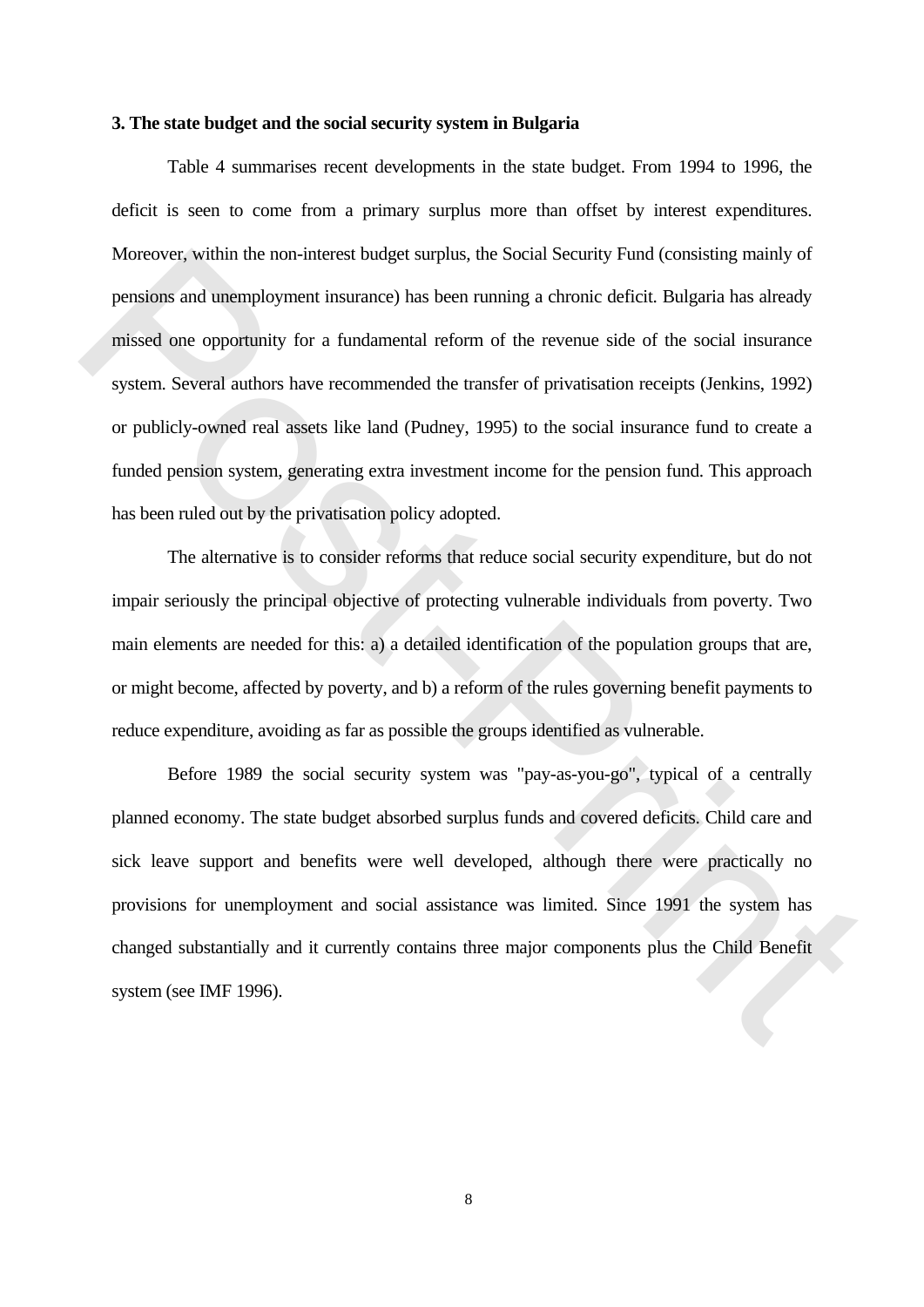### 3. The state budget and the social security system in Bulgaria

Table 4 summarises recent developments in the state budget. From 1994 to 1996, the deficit is seen to come from a primary surplus more than offset by interest expenditures. Moreover, within the non-interest budget surplus, the Social Security Fund (consisting mainly of pensions and unemployment insurance) has been running a chronic deficit. Bulgaria has already missed one opportunity for a fundamental reform of the revenue side of the social insurance system. Several authors have recommended the transfer of privatisation receipts (Jenkins, 1992) or publicly-owned real assets like land (Pudney, 1995) to the social insurance fund to create a funded pension system, generating extra investment income for the pension fund. This approach has been ruled out by the privatisation policy adopted.

The alternative is to consider reforms that reduce social security expenditure, but do not impair seriously the principal objective of protecting vulnerable individuals from poverty. Two main elements are needed for this: a) a detailed identification of the population groups that are, or might become, affected by poverty, and b) a reform of the rules governing benefit payments to reduce expenditure, avoiding as far as possible the groups identified as vulnerable.

Before 1989 the social security system was "pay-as-you-go", typical of a centrally planned economy. The state budget absorbed surplus funds and covered deficits. Child care and sick leave support and benefits were well developed, although there were practically no provisions for unemployment and social assistance was limited. Since 1991 the system has changed substantially and it currently contains three major components plus the Child Benefit system (see IMF 1996).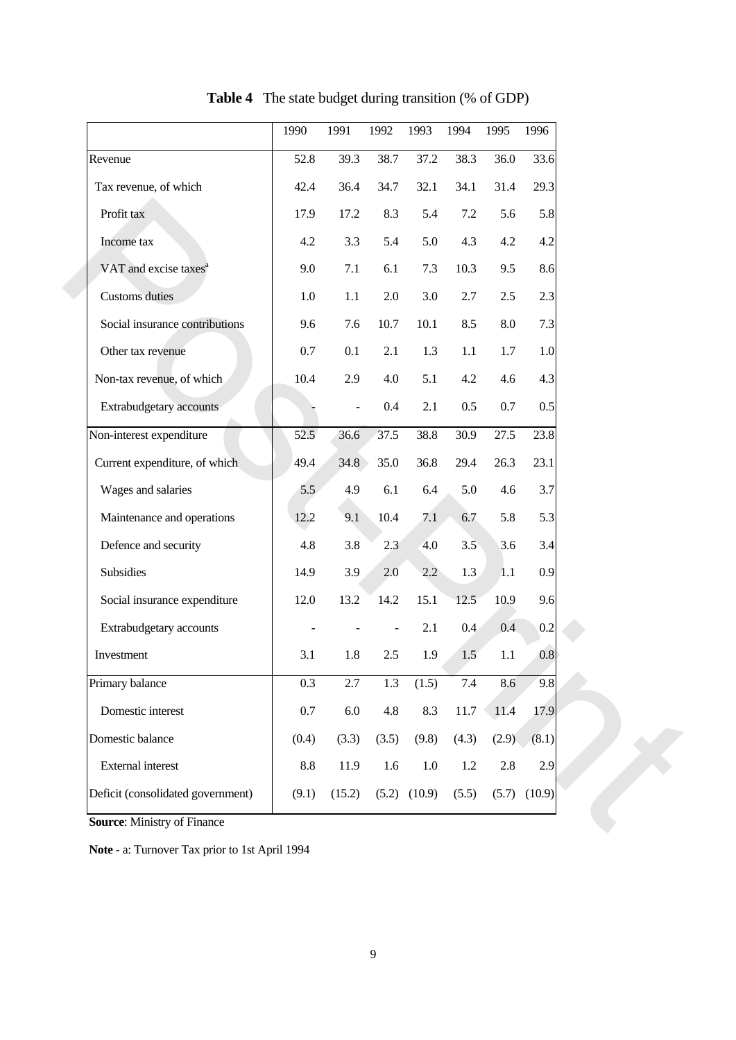**Table 4** The state budget during transition (% of GDP)

| | 1990 | 1991 | 1992 | 1993 | 1994 | 1995 | 1996 |
|---|---|---|---|---|---|---|---|
| Revenue | 52.8 | 39.3 | 38.7 | 37.2 | 38.3 | 36.0 | 33.6 |
| Tax revenue, of which | 42.4 | 36.4 | 34.7 | 32.1 | 34.1 | 31.4 | 29.3 |
| Profit tax | 17.9 | 17.2 | 8.3 | 5.4 | 7.2 | 5.6 | 5.8 |
| Income tax | 4.2 | 3.3 | 5.4 | 5.0 | 4.3 | 4.2 | 4.2 |
| VAT and excise taxes[a] | 9.0 | 7.1 | 6.1 | 7.3 | 10.3 | 9.5 | 8.6 |
| Customs duties | 1.0 | 1.1 | 2.0 | 3.0 | 2.7 | 2.5 | 2.3 |
| Social insurance contributions | 9.6 | 7.6 | 10.7 | 10.1 | 8.5 | 8.0 | 7.3 |
| Other tax revenue | 0.7 | 0.1 | 2.1 | 1.3 | 1.1 | 1.7 | 1.0 |
| Non-tax revenue, of which | 10.4 | 2.9 | 4.0 | 5.1 | 4.2 | 4.6 | 4.3 |
| Extrabudgetary accounts | - | - | 0.4 | 2.1 | 0.5 | 0.7 | 0.5 |
| Non-interest expenditure | 52.5 | 36.6 | 37.5 | 38.8 | 30.9 | 27.5 | 23.8 |
| Current expenditure, of which | 49.4 | 34.8 | 35.0 | 36.8 | 29.4 | 26.3 | 23.1 |
| Wages and salaries | 5.5 | 4.9 | 6.1 | 6.4 | 5.0 | 4.6 | 3.7 |
| Maintenance and operations | 12.2 | 9.1 | 10.4 | 7.1 | 6.7 | 5.8 | 5.3 |
| Defence and security | 4.8 | 3.8 | 2.3 | 4.0 | 3.5 | 3.6 | 3.4 |
| Subsidies | 14.9 | 3.9 | 2.0 | 2.2 | 1.3 | 1.1 | 0.9 |
| Social insurance expenditure | 12.0 | 13.2 | 14.2 | 15.1 | 12.5 | 10.9 | 9.6 |
| Extrabudgetary accounts | - | - | - | 2.1 | 0.4 | 0.4 | 0.2 |
| Investment | 3.1 | 1.8 | 2.5 | 1.9 | 1.5 | 1.1 | 0.8 |
| Primary balance | 0.3 | 2.7 | 1.3 | (1.5) | 7.4 | 8.6 | 9.8 |
| Domestic interest | 0.7 | 6.0 | 4.8 | 8.3 | 11.7 | 11.4 | 17.9 |
| Domestic balance | (0.4) | (3.3) | (3.5) | (9.8) | (4.3) | (2.9) | (8.1) |
| External interest | 8.8 | 11.9 | 1.6 | 1.0 | 1.2 | 2.8 | 2.9 |
| Deficit (consolidated government) | (9.1) | (15.2) | (5.2) | (10.9) | (5.5) | (5.7) | (10.9) |

**Source**: Ministry of Finance

**Note** - a: Turnover Tax prior to 1st April 1994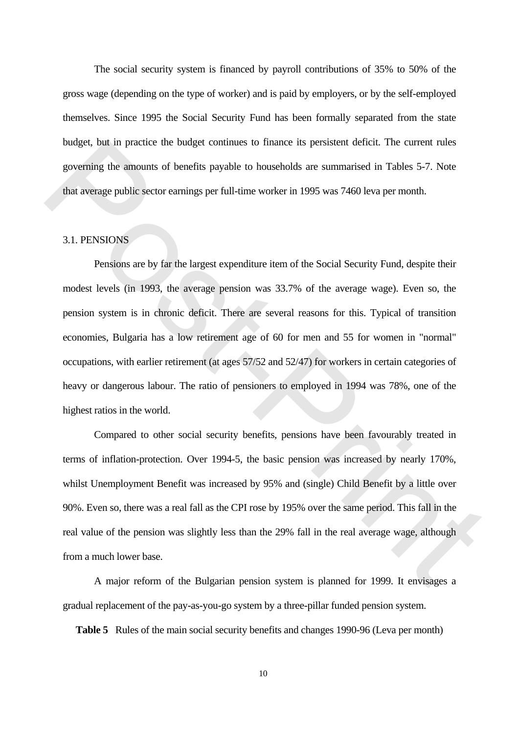The social security system is financed by payroll contributions of 35% to 50% of the gross wage (depending on the type of worker) and is paid by employers, or by the self-employed themselves. Since 1995 the Social Security Fund has been formally separated from the state budget, but in practice the budget continues to finance its persistent deficit. The current rules governing the amounts of benefits payable to households are summarised in Tables 5-7. Note that average public sector earnings per full-time worker in 1995 was 7460 leva per month.

### 3.1. PENSIONS

Pensions are by far the largest expenditure item of the Social Security Fund, despite their modest levels (in 1993, the average pension was 33.7% of the average wage). Even so, the pension system is in chronic deficit. There are several reasons for this. Typical of transition economies, Bulgaria has a low retirement age of 60 for men and 55 for women in "normal" occupations, with earlier retirement (at ages 57/52 and 52/47) for workers in certain categories of heavy or dangerous labour. The ratio of pensioners to employed in 1994 was 78%, one of the highest ratios in the world.

Compared to other social security benefits, pensions have been favourably treated in terms of inflation-protection. Over 1994-5, the basic pension was increased by nearly 170%, whilst Unemployment Benefit was increased by 95% and (single) Child Benefit by a little over 90%. Even so, there was a real fall as the CPI rose by 195% over the same period. This fall in the real value of the pension was slightly less than the 29% fall in the real average wage, although from a much lower base.

A major reform of the Bulgarian pension system is planned for 1999. It envisages a gradual replacement of the pay-as-you-go system by a three-pillar funded pension system.

**Table 5** Rules of the main social security benefits and changes 1990-96 (Leva per month)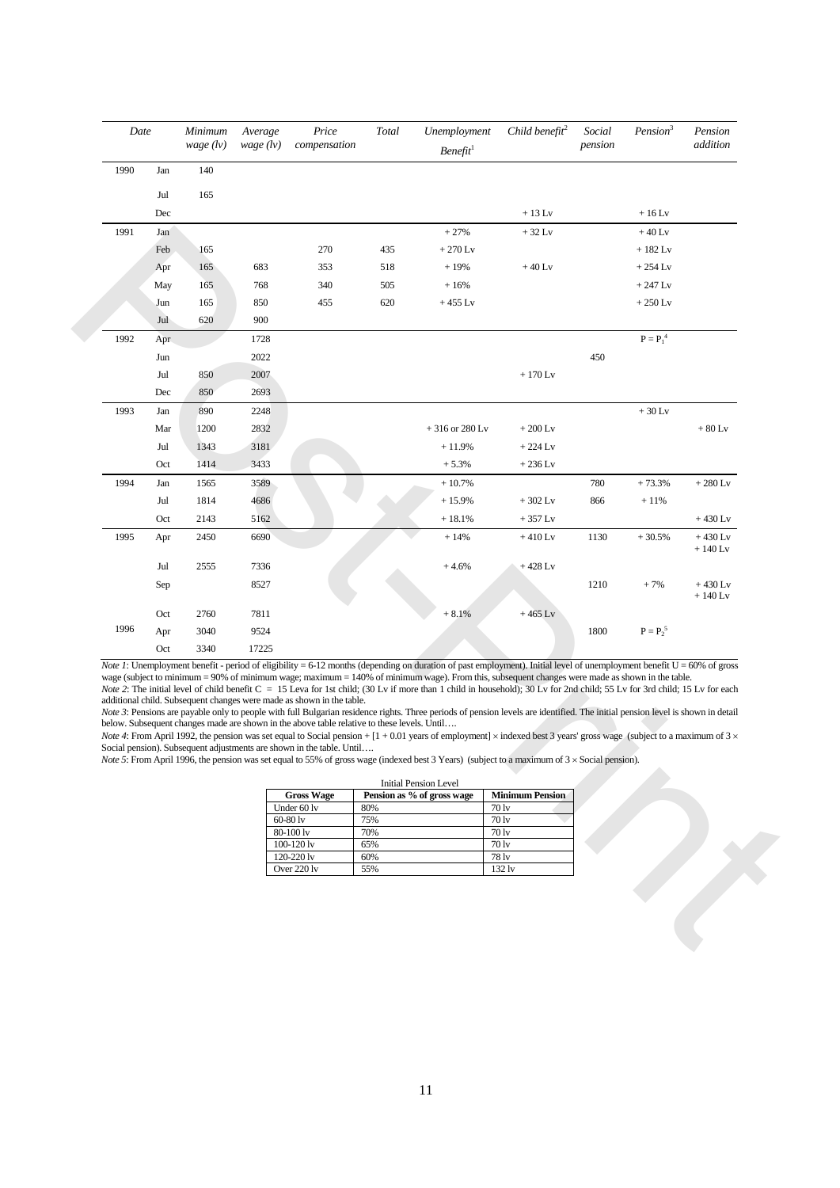| Date | | *Minimum wage (lv)* | *Average wage (lv)* | *Price compensation* | *Total* | *Unemployment Benefit*[1] | *Child benefit*[2] | *Social pension* | *Pension*[3] | *Pension addition* |
|---|---|---|---|---|---|---|---|---|---|---|
| 1990 | Jan | 140 | | | | | | | | |
| | Jul | 165 | | | | | | | | |
| | Dec | | | | | | + 13 Lv | | + 16 Lv | |
| 1991 | Jan | | | | | + 27% | + 32 Lv | | + 40 Lv | |
| | Feb | 165 | | 270 | 435 | + 270 Lv | | | + 182 Lv | |
| | Apr | 165 | 683 | 353 | 518 | + 19% | + 40 Lv | | + 254 Lv | |
| | May | 165 | 768 | 340 | 505 | + 16% | | | + 247 Lv | |
| | Jun | 165 | 850 | 455 | 620 | + 455 Lv | | | + 250 Lv | |
| | Jul | 620 | 900 | | | | | | | |
| 1992 | Apr | | 1728 | | | | | | $P = P_1$[4] | |
| | Jun | | 2022 | | | | | 450 | | |
| | Jul | 850 | 2007 | | | | + 170 Lv | | | |
| | Dec | 850 | 2693 | | | | | | | |
| 1993 | Jan | 890 | 2248 | | | | | | + 30 Lv | |
| | Mar | 1200 | 2832 | | | + 316 or 280 Lv | + 200 Lv | | | + 80 Lv |
| | Jul | 1343 | 3181 | | | + 11.9% | + 224 Lv | | | |
| | Oct | 1414 | 3433 | | | + 5.3% | + 236 Lv | | | |
| 1994 | Jan | 1565 | 3589 | | | + 10.7% | | 780 | + 73.3% | + 280 Lv |
| | Jul | 1814 | 4686 | | | + 15.9% | + 302 Lv | 866 | + 11% | |
| | Oct | 2143 | 5162 | | | + 18.1% | + 357 Lv | | | + 430 Lv |
| 1995 | Apr | 2450 | 6690 | | | + 14% | + 410 Lv | 1130 | + 30.5% | + 430 Lv + 140 Lv |
| | Jul | 2555 | 7336 | | | + 4.6% | + 428 Lv | | | |
| | Sep | | 8527 | | | | | 1210 | + 7% | + 430 Lv + 140 Lv |
| | Oct | 2760 | 7811 | | | + 8.1% | + 465 Lv | | | |
| 1996 | Apr | 3040 | 9524 | | | | | 1800 | $P = P_2$[5] | |
| | Oct | 3340 | 17225 | | | | | | | |

*Note 1*: Unemployment benefit - period of eligibility = 6-12 months (depending on duration of past employment). Initial level of unemployment benefit U = 60% of gross wage (subject to minimum = 90% of minimum wage; maximum = 140% of minimum wage). From this, subsequent changes were made as shown in the table.
*Note 2*: The initial level of child benefit C = 15 Leva for 1st child; (30 Lv if more than 1 child in household); 30 Lv for 2nd child; 55 Lv for 3rd child; 15 Lv for each additional child. Subsequent changes were made as shown in the table.
*Note 3*: Pensions are payable only to people with full Bulgarian residence rights. Three periods of pension levels are identified. The initial pension level is shown in detail below. Subsequent changes made are shown in the above table relative to these levels. Until….
*Note 4*: From April 1992, the pension was set equal to Social pension + [1 + 0.01 years of employment] × indexed best 3 years' gross wage (subject to a maximum of 3 × Social pension). Subsequent adjustments are shown in the table. Until….
*Note 5*: From April 1996, the pension was set equal to 55% of gross wage (indexed best 3 Years) (subject to a maximum of 3 × Social pension).

Initial Pension Level

| Gross Wage | Pension as % of gross wage | Minimum Pension |
|---|---|---|
| Under 60 lv | 80% | 70 lv |
| 60-80 lv | 75% | 70 lv |
| 80-100 lv | 70% | 70 lv |
| 100-120 lv | 65% | 70 lv |
| 120-220 lv | 60% | 78 lv |
| Over 220 lv | 55% | 132 lv |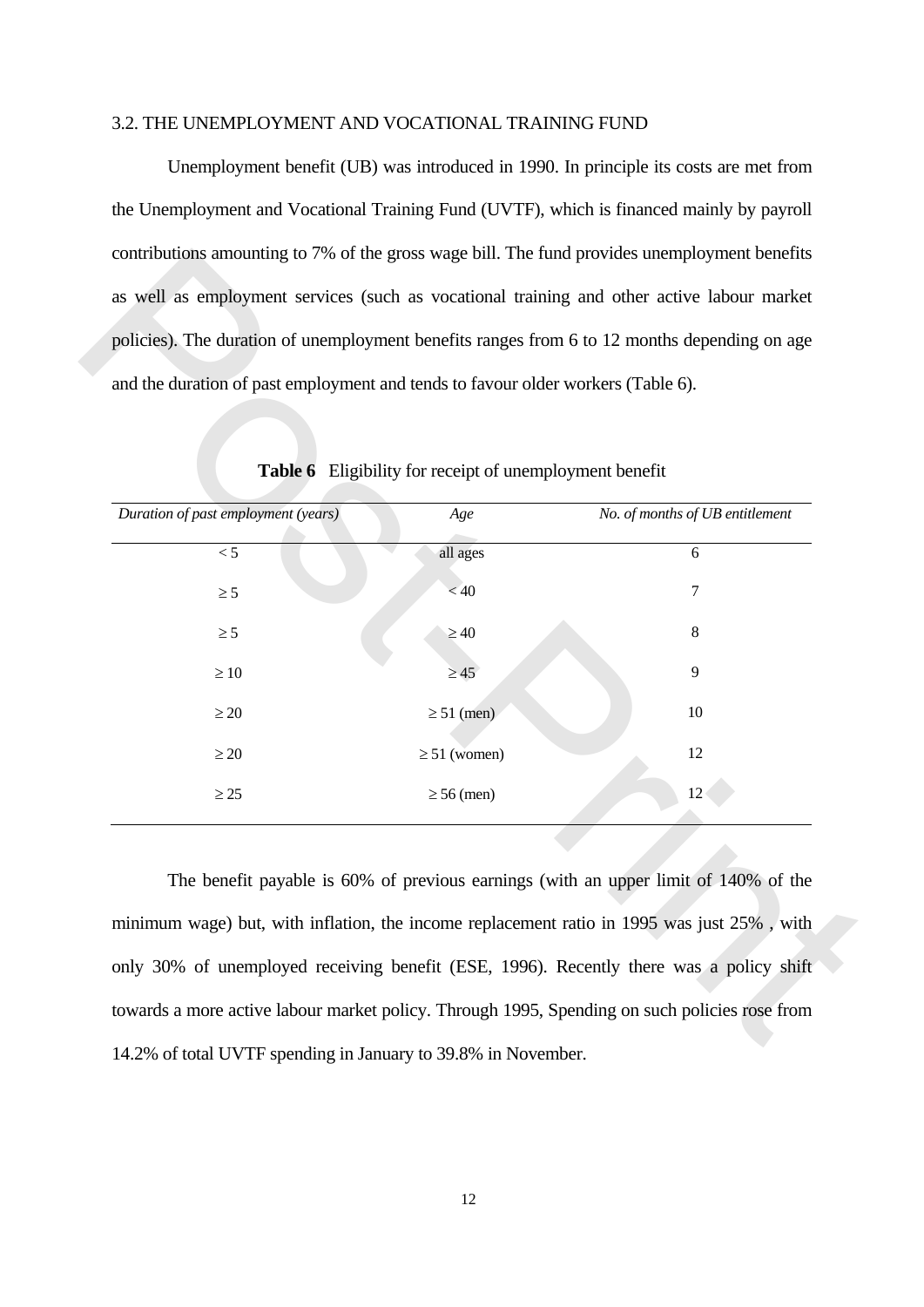## 3.2. THE UNEMPLOYMENT AND VOCATIONAL TRAINING FUND

Unemployment benefit (UB) was introduced in 1990. In principle its costs are met from the Unemployment and Vocational Training Fund (UVTF), which is financed mainly by payroll contributions amounting to 7% of the gross wage bill. The fund provides unemployment benefits as well as employment services (such as vocational training and other active labour market policies). The duration of unemployment benefits ranges from 6 to 12 months depending on age and the duration of past employment and tends to favour older workers (Table 6).

**Table 6** Eligibility for receipt of unemployment benefit

| *Duration of past employment (years)* | *Age* | *No. of months of UB entitlement* |
|---|---|---|
| $< 5$ | all ages | 6 |
| $\geq 5$ | $< 40$ | 7 |
| $\geq 5$ | $\geq 40$ | 8 |
| $\geq 10$ | $\geq 45$ | 9 |
| $\geq 20$ | $\geq 51$ (men) | 10 |
| $\geq 20$ | $\geq 51$ (women) | 12 |
| $\geq 25$ | $\geq 56$ (men) | 12 |

The benefit payable is 60% of previous earnings (with an upper limit of 140% of the minimum wage) but, with inflation, the income replacement ratio in 1995 was just 25% , with only 30% of unemployed receiving benefit (ESE, 1996). Recently there was a policy shift towards a more active labour market policy. Through 1995, Spending on such policies rose from 14.2% of total UVTF spending in January to 39.8% in November.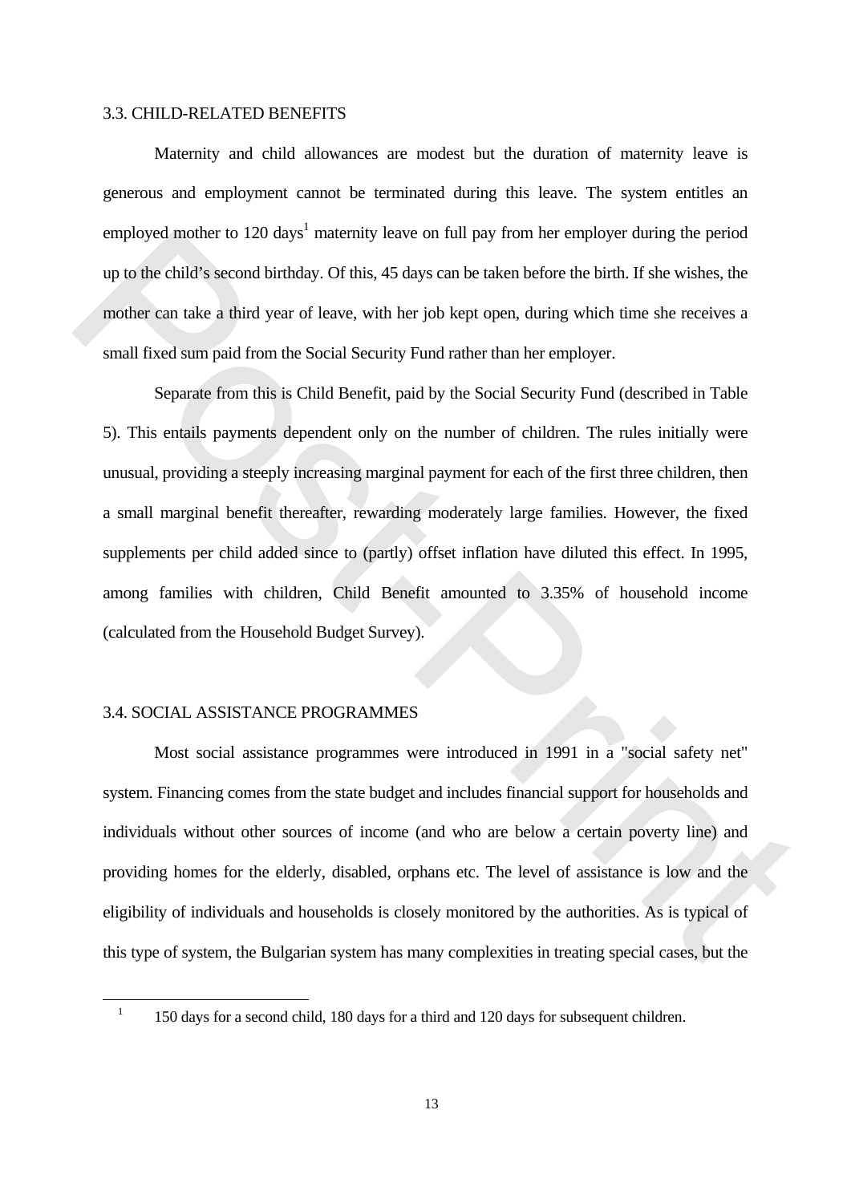### 3.3. CHILD-RELATED BENEFITS

Maternity and child allowances are modest but the duration of maternity leave is generous and employment cannot be terminated during this leave. The system entitles an employed mother to 120 days[1] maternity leave on full pay from her employer during the period up to the child's second birthday. Of this, 45 days can be taken before the birth. If she wishes, the mother can take a third year of leave, with her job kept open, during which time she receives a small fixed sum paid from the Social Security Fund rather than her employer.

Separate from this is Child Benefit, paid by the Social Security Fund (described in Table 5). This entails payments dependent only on the number of children. The rules initially were unusual, providing a steeply increasing marginal payment for each of the first three children, then a small marginal benefit thereafter, rewarding moderately large families. However, the fixed supplements per child added since to (partly) offset inflation have diluted this effect. In 1995, among families with children, Child Benefit amounted to 3.35% of household income (calculated from the Household Budget Survey).

### 3.4. SOCIAL ASSISTANCE PROGRAMMES

Most social assistance programmes were introduced in 1991 in a "social safety net" system. Financing comes from the state budget and includes financial support for households and individuals without other sources of income (and who are below a certain poverty line) and providing homes for the elderly, disabled, orphans etc. The level of assistance is low and the eligibility of individuals and households is closely monitored by the authorities. As is typical of this type of system, the Bulgarian system has many complexities in treating special cases, but the

[1] 150 days for a second child, 180 days for a third and 120 days for subsequent children.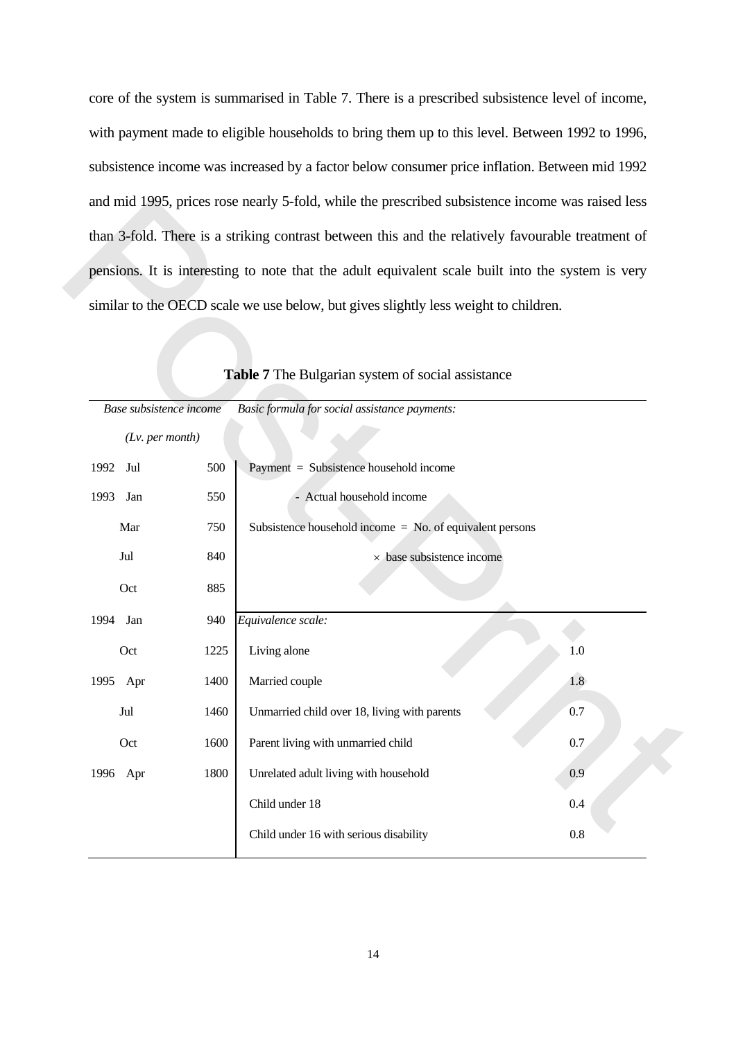core of the system is summarised in Table 7. There is a prescribed subsistence level of income, with payment made to eligible households to bring them up to this level. Between 1992 to 1996, subsistence income was increased by a factor below consumer price inflation. Between mid 1992 and mid 1995, prices rose nearly 5-fold, while the prescribed subsistence income was raised less than 3-fold. There is a striking contrast between this and the relatively favourable treatment of pensions. It is interesting to note that the adult equivalent scale built into the system is very similar to the OECD scale we use below, but gives slightly less weight to children.

**Table 7** The Bulgarian system of social assistance

| *Base subsistence income (Lv. per month)* | | | *Basic formula for social assistance payments:* | |
|---|---|---|---|---|
| 1992 | Jul | 500 | Payment = Subsistence household income | |
| 1993 | Jan | 550 | - Actual household income | |
| | Mar | 750 | Subsistence household income = No. of equivalent persons | |
| | Jul | 840 | × base subsistence income | |
| | Oct | 885 | | |
| 1994 | Jan | 940 | *Equivalence scale:* | |
| | Oct | 1225 | Living alone | 1.0 |
| 1995 | Apr | 1400 | Married couple | 1.8 |
| | Jul | 1460 | Unmarried child over 18, living with parents | 0.7 |
| | Oct | 1600 | Parent living with unmarried child | 0.7 |
| 1996 | Apr | 1800 | Unrelated adult living with household | 0.9 |
| | | | Child under 18 | 0.4 |
| | | | Child under 16 with serious disability | 0.8 |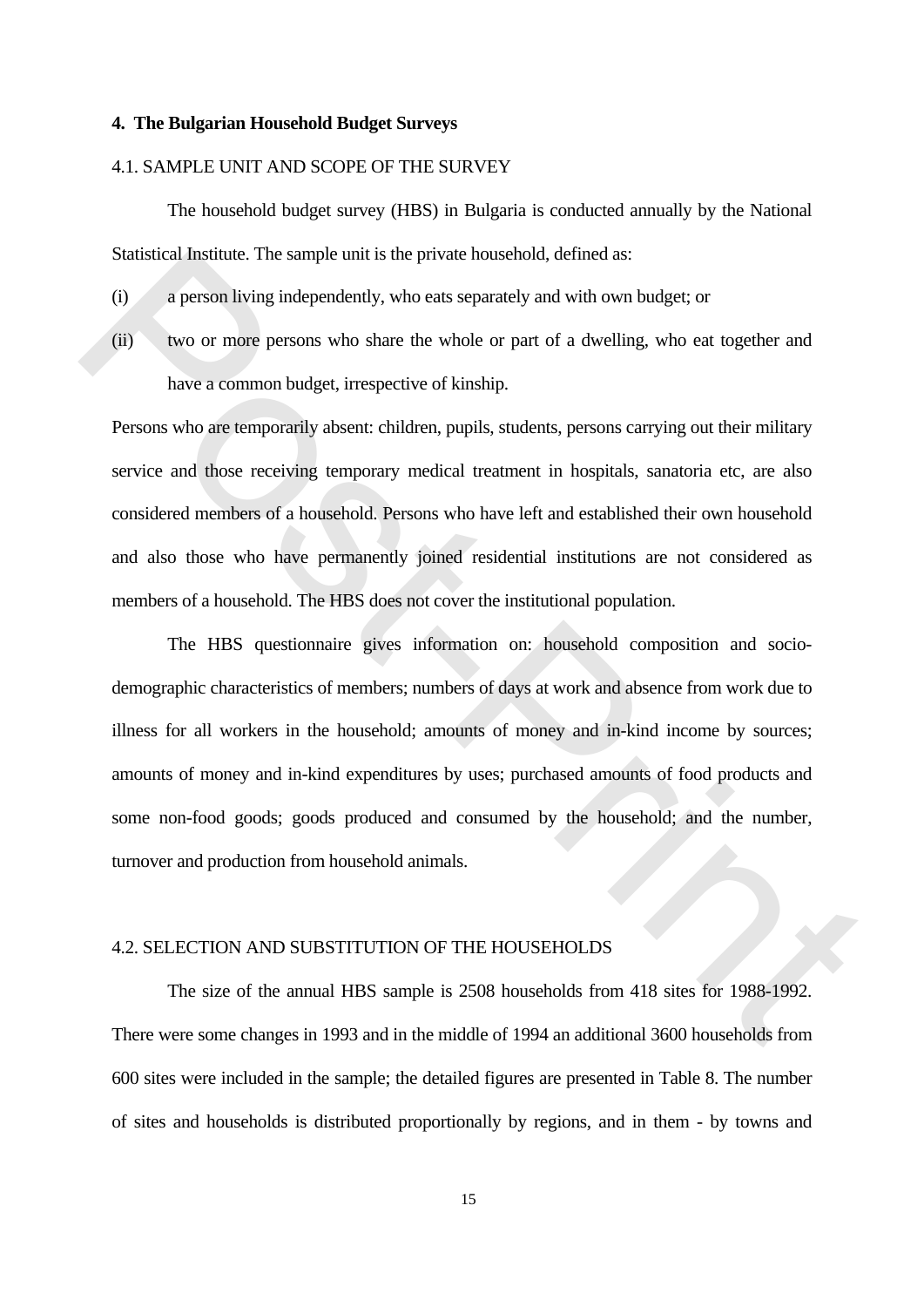## 4. The Bulgarian Household Budget Surveys

### 4.1. SAMPLE UNIT AND SCOPE OF THE SURVEY

The household budget survey (HBS) in Bulgaria is conducted annually by the National Statistical Institute. The sample unit is the private household, defined as:

(i) a person living independently, who eats separately and with own budget; or

(ii) two or more persons who share the whole or part of a dwelling, who eat together and have a common budget, irrespective of kinship.

Persons who are temporarily absent: children, pupils, students, persons carrying out their military service and those receiving temporary medical treatment in hospitals, sanatoria etc, are also considered members of a household. Persons who have left and established their own household and also those who have permanently joined residential institutions are not considered as members of a household. The HBS does not cover the institutional population.

The HBS questionnaire gives information on: household composition and socio-demographic characteristics of members; numbers of days at work and absence from work due to illness for all workers in the household; amounts of money and in-kind income by sources; amounts of money and in-kind expenditures by uses; purchased amounts of food products and some non-food goods; goods produced and consumed by the household; and the number, turnover and production from household animals.

### 4.2. SELECTION AND SUBSTITUTION OF THE HOUSEHOLDS

The size of the annual HBS sample is 2508 households from 418 sites for 1988-1992. There were some changes in 1993 and in the middle of 1994 an additional 3600 households from 600 sites were included in the sample; the detailed figures are presented in Table 8. The number of sites and households is distributed proportionally by regions, and in them - by towns and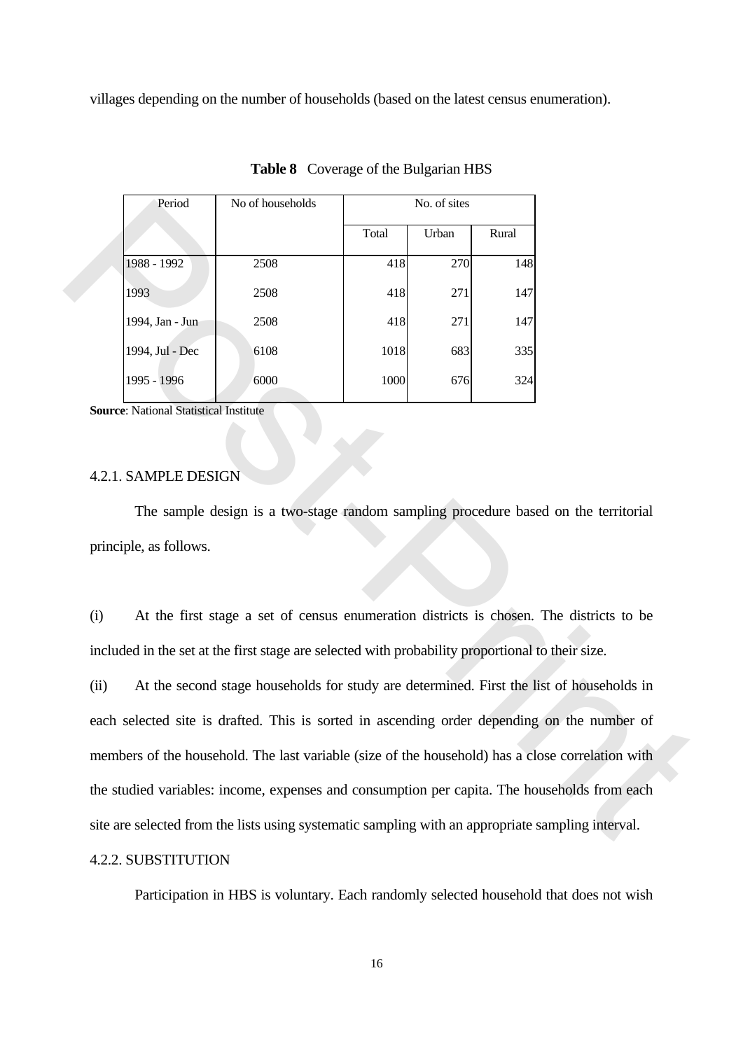villages depending on the number of households (based on the latest census enumeration).

**Table 8** Coverage of the Bulgarian HBS

| Period | No of households | No. of sites | | |
|---|---|---|---|---|
| | | Total | Urban | Rural |
| 1988 - 1992 | 2508 | 418 | 270 | 148 |
| 1993 | 2508 | 418 | 271 | 147 |
| 1994, Jan - Jun | 2508 | 418 | 271 | 147 |
| 1994, Jul - Dec | 6108 | 1018 | 683 | 335 |
| 1995 - 1996 | 6000 | 1000 | 676 | 324 |

**Source**: National Statistical Institute

4.2.1. SAMPLE DESIGN

The sample design is a two-stage random sampling procedure based on the territorial principle, as follows.

(i) At the first stage a set of census enumeration districts is chosen. The districts to be included in the set at the first stage are selected with probability proportional to their size.

(ii) At the second stage households for study are determined. First the list of households in each selected site is drafted. This is sorted in ascending order depending on the number of members of the household. The last variable (size of the household) has a close correlation with the studied variables: income, expenses and consumption per capita. The households from each site are selected from the lists using systematic sampling with an appropriate sampling interval.

4.2.2. SUBSTITUTION

Participation in HBS is voluntary. Each randomly selected household that does not wish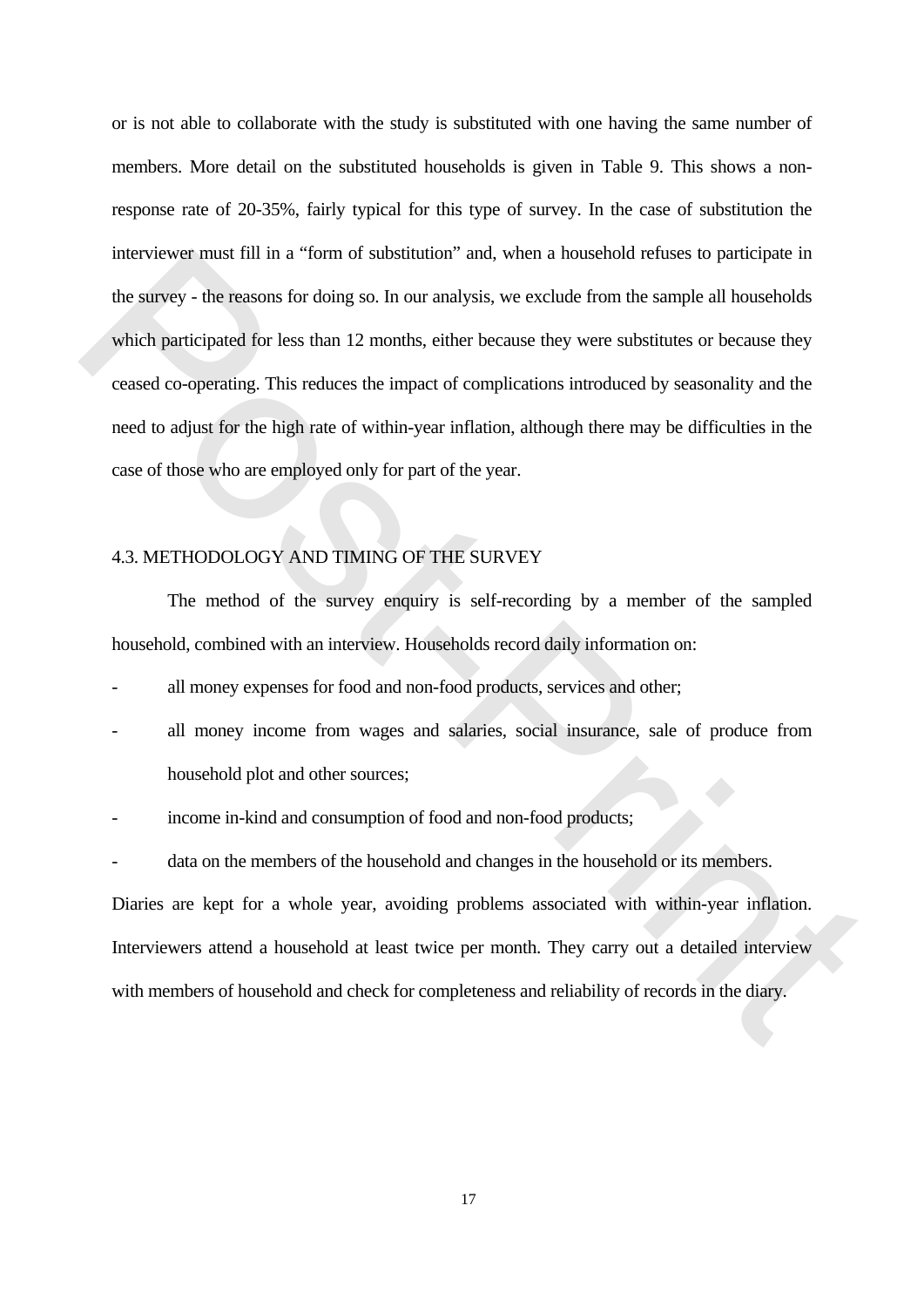or is not able to collaborate with the study is substituted with one having the same number of members. More detail on the substituted households is given in Table 9. This shows a non-response rate of 20-35%, fairly typical for this type of survey. In the case of substitution the interviewer must fill in a "form of substitution" and, when a household refuses to participate in the survey - the reasons for doing so. In our analysis, we exclude from the sample all households which participated for less than 12 months, either because they were substitutes or because they ceased co-operating. This reduces the impact of complications introduced by seasonality and the need to adjust for the high rate of within-year inflation, although there may be difficulties in the case of those who are employed only for part of the year.

## 4.3. METHODOLOGY AND TIMING OF THE SURVEY

The method of the survey enquiry is self-recording by a member of the sampled household, combined with an interview. Households record daily information on:

- all money expenses for food and non-food products, services and other;
- all money income from wages and salaries, social insurance, sale of produce from household plot and other sources;
- income in-kind and consumption of food and non-food products;
- data on the members of the household and changes in the household or its members.

Diaries are kept for a whole year, avoiding problems associated with within-year inflation. Interviewers attend a household at least twice per month. They carry out a detailed interview with members of household and check for completeness and reliability of records in the diary.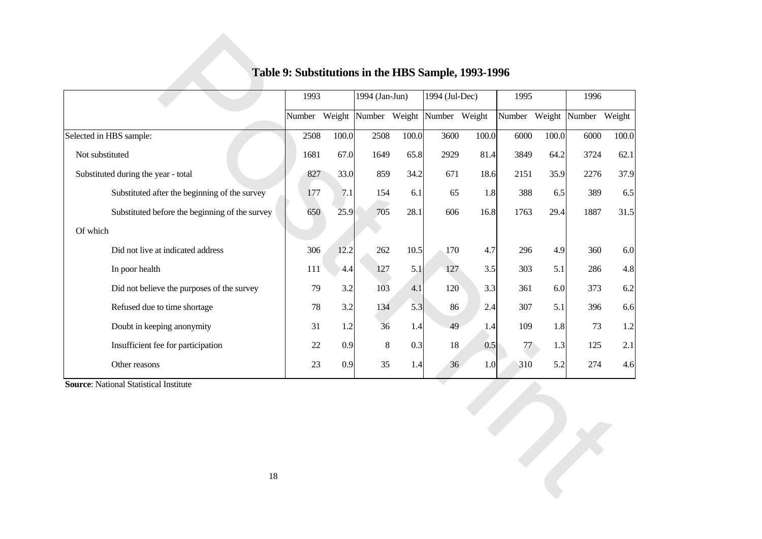# Table 9: Substitutions in the HBS Sample, 1993-1996

| | 1993 | | 1994 (Jan-Jun) | | 1994 (Jul-Dec) | | 1995 | | 1996 | |
|---|---|---|---|---|---|---|---|---|---|---|
| | Number | Weight | Number | Weight | Number | Weight | Number | Weight | Number | Weight |
| Selected in HBS sample: | 2508 | 100.0 | 2508 | 100.0 | 3600 | 100.0 | 6000 | 100.0 | 6000 | 100.0 |
| Not substituted | 1681 | 67.0 | 1649 | 65.8 | 2929 | 81.4 | 3849 | 64.2 | 3724 | 62.1 |
| Substituted during the year - total | 827 | 33.0 | 859 | 34.2 | 671 | 18.6 | 2151 | 35.9 | 2276 | 37.9 |
| Substituted after the beginning of the survey | 177 | 7.1 | 154 | 6.1 | 65 | 1.8 | 388 | 6.5 | 389 | 6.5 |
| Substituted before the beginning of the survey | 650 | 25.9 | 705 | 28.1 | 606 | 16.8 | 1763 | 29.4 | 1887 | 31.5 |
| Of which | | | | | | | | | | |
| Did not live at indicated address | 306 | 12.2 | 262 | 10.5 | 170 | 4.7 | 296 | 4.9 | 360 | 6.0 |
| In poor health | 111 | 4.4 | 127 | 5.1 | 127 | 3.5 | 303 | 5.1 | 286 | 4.8 |
| Did not believe the purposes of the survey | 79 | 3.2 | 103 | 4.1 | 120 | 3.3 | 361 | 6.0 | 373 | 6.2 |
| Refused due to time shortage | 78 | 3.2 | 134 | 5.3 | 86 | 2.4 | 307 | 5.1 | 396 | 6.6 |
| Doubt in keeping anonymity | 31 | 1.2 | 36 | 1.4 | 49 | 1.4 | 109 | 1.8 | 73 | 1.2 |
| Insufficient fee for participation | 22 | 0.9 | 8 | 0.3 | 18 | 0.5 | 77 | 1.3 | 125 | 2.1 |
| Other reasons | 23 | 0.9 | 35 | 1.4 | 36 | 1.0 | 310 | 5.2 | 274 | 4.6 |

**Source**: National Statistical Institute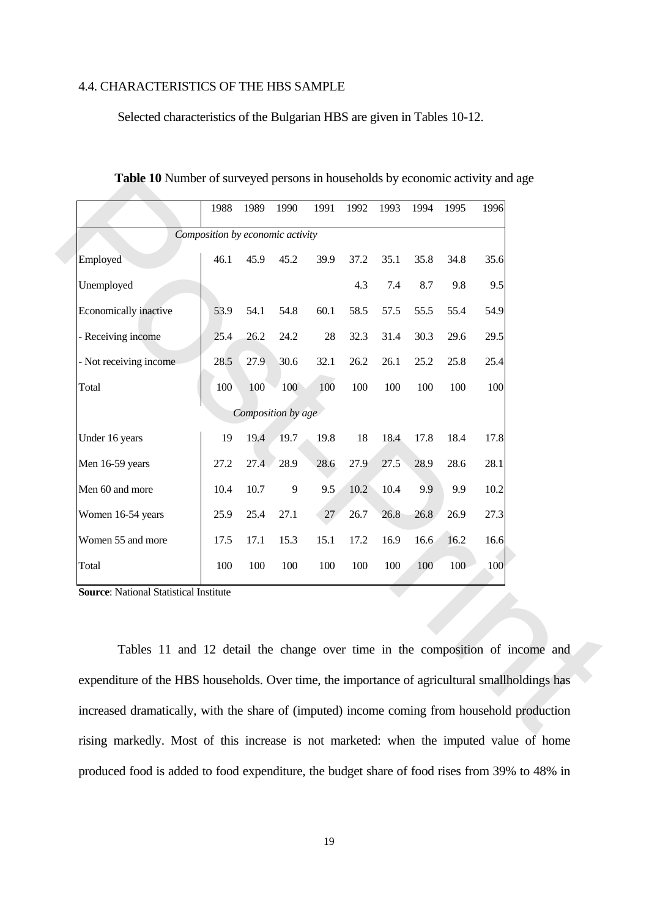4.4. CHARACTERISTICS OF THE HBS SAMPLE

Selected characteristics of the Bulgarian HBS are given in Tables 10-12.

**Table 10** Number of surveyed persons in households by economic activity and age

| | 1988 | 1989 | 1990 | 1991 | 1992 | 1993 | 1994 | 1995 | 1996 |
|---|---|---|---|---|---|---|---|---|---|
| *Composition by economic activity* | | | | | | | | | |
| Employed | 46.1 | 45.9 | 45.2 | 39.9 | 37.2 | 35.1 | 35.8 | 34.8 | 35.6 |
| Unemployed | | | | | 4.3 | 7.4 | 8.7 | 9.8 | 9.5 |
| Economically inactive | 53.9 | 54.1 | 54.8 | 60.1 | 58.5 | 57.5 | 55.5 | 55.4 | 54.9 |
| - Receiving income | 25.4 | 26.2 | 24.2 | 28 | 32.3 | 31.4 | 30.3 | 29.6 | 29.5 |
| - Not receiving income | 28.5 | 27.9 | 30.6 | 32.1 | 26.2 | 26.1 | 25.2 | 25.8 | 25.4 |
| Total | 100 | 100 | 100 | 100 | 100 | 100 | 100 | 100 | 100 |
| *Composition by age* | | | | | | | | | |
| Under 16 years | 19 | 19.4 | 19.7 | 19.8 | 18 | 18.4 | 17.8 | 18.4 | 17.8 |
| Men 16-59 years | 27.2 | 27.4 | 28.9 | 28.6 | 27.9 | 27.5 | 28.9 | 28.6 | 28.1 |
| Men 60 and more | 10.4 | 10.7 | 9 | 9.5 | 10.2 | 10.4 | 9.9 | 9.9 | 10.2 |
| Women 16-54 years | 25.9 | 25.4 | 27.1 | 27 | 26.7 | 26.8 | 26.8 | 26.9 | 27.3 |
| Women 55 and more | 17.5 | 17.1 | 15.3 | 15.1 | 17.2 | 16.9 | 16.6 | 16.2 | 16.6 |
| Total | 100 | 100 | 100 | 100 | 100 | 100 | 100 | 100 | 100 |

**Source**: National Statistical Institute

Tables 11 and 12 detail the change over time in the composition of income and expenditure of the HBS households. Over time, the importance of agricultural smallholdings has increased dramatically, with the share of (imputed) income coming from household production rising markedly. Most of this increase is not marketed: when the imputed value of home produced food is added to food expenditure, the budget share of food rises from 39% to 48% in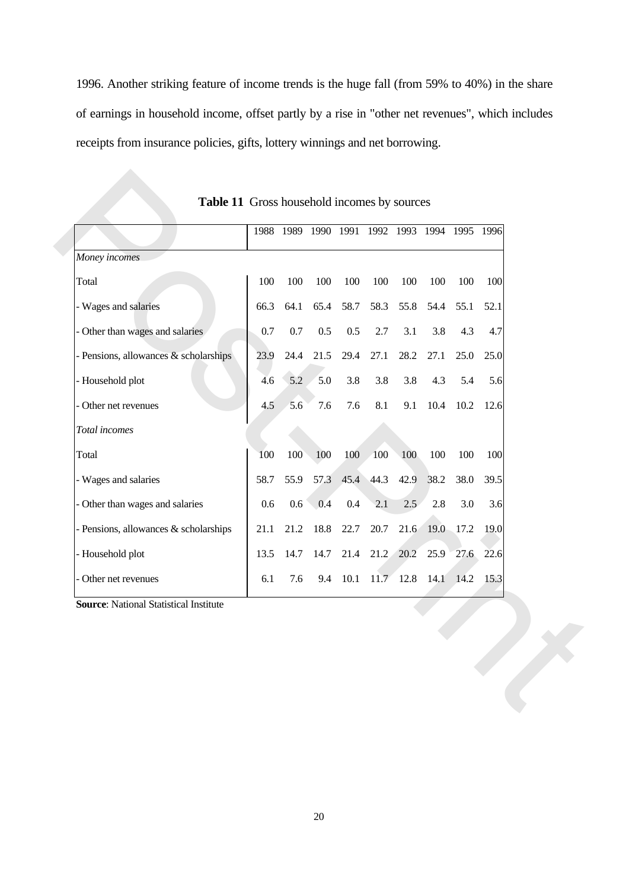1996. Another striking feature of income trends is the huge fall (from 59% to 40%) in the share of earnings in household income, offset partly by a rise in "other net revenues", which includes receipts from insurance policies, gifts, lottery winnings and net borrowing.

**Table 11** Gross household incomes by sources

| | 1988 | 1989 | 1990 | 1991 | 1992 | 1993 | 1994 | 1995 | 1996 |
|---|---|---|---|---|---|---|---|---|---|
| *Money incomes* | | | | | | | | | |
| Total | 100 | 100 | 100 | 100 | 100 | 100 | 100 | 100 | 100 |
| - Wages and salaries | 66.3 | 64.1 | 65.4 | 58.7 | 58.3 | 55.8 | 54.4 | 55.1 | 52.1 |
| - Other than wages and salaries | 0.7 | 0.7 | 0.5 | 0.5 | 2.7 | 3.1 | 3.8 | 4.3 | 4.7 |
| - Pensions, allowances & scholarships | 23.9 | 24.4 | 21.5 | 29.4 | 27.1 | 28.2 | 27.1 | 25.0 | 25.0 |
| - Household plot | 4.6 | 5.2 | 5.0 | 3.8 | 3.8 | 3.8 | 4.3 | 5.4 | 5.6 |
| - Other net revenues | 4.5 | 5.6 | 7.6 | 7.6 | 8.1 | 9.1 | 10.4 | 10.2 | 12.6 |
| *Total incomes* | | | | | | | | | |
| Total | 100 | 100 | 100 | 100 | 100 | 100 | 100 | 100 | 100 |
| - Wages and salaries | 58.7 | 55.9 | 57.3 | 45.4 | 44.3 | 42.9 | 38.2 | 38.0 | 39.5 |
| - Other than wages and salaries | 0.6 | 0.6 | 0.4 | 0.4 | 2.1 | 2.5 | 2.8 | 3.0 | 3.6 |
| - Pensions, allowances & scholarships | 21.1 | 21.2 | 18.8 | 22.7 | 20.7 | 21.6 | 19.0 | 17.2 | 19.0 |
| - Household plot | 13.5 | 14.7 | 14.7 | 21.4 | 21.2 | 20.2 | 25.9 | 27.6 | 22.6 |
| - Other net revenues | 6.1 | 7.6 | 9.4 | 10.1 | 11.7 | 12.8 | 14.1 | 14.2 | 15.3 |

**Source**: National Statistical Institute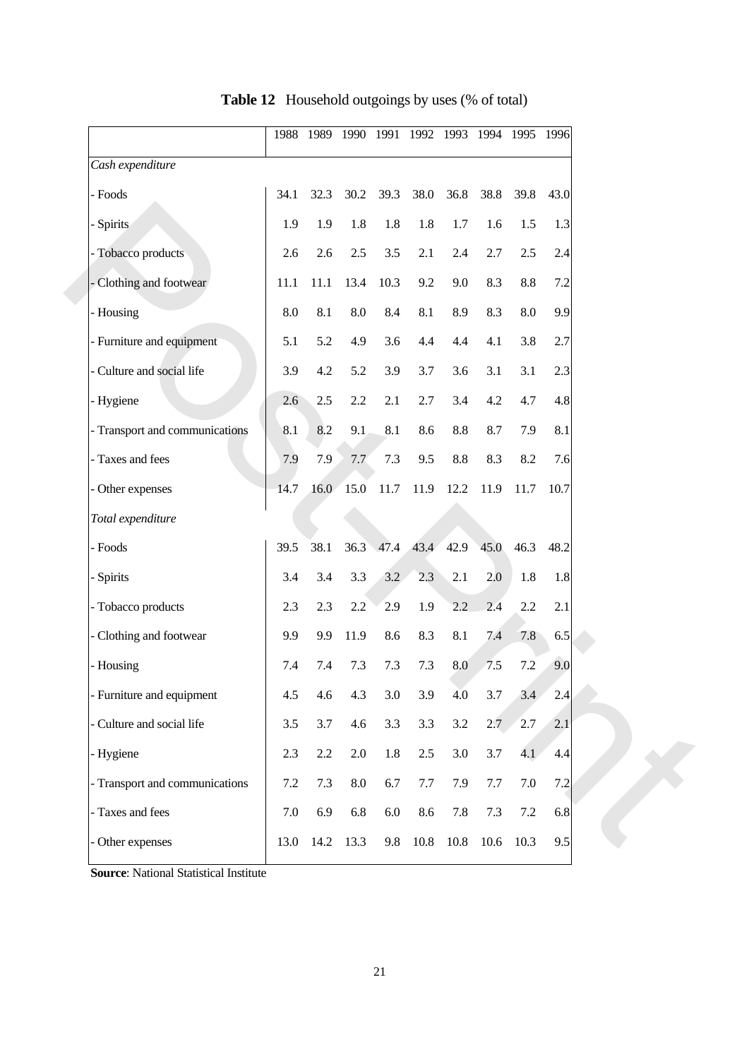**Table 12** Household outgoings by uses (% of total)

| | 1988 | 1989 | 1990 | 1991 | 1992 | 1993 | 1994 | 1995 | 1996 |
|---|---|---|---|---|---|---|---|---|---|
| *Cash expenditure* | | | | | | | | | |
| - Foods | 34.1 | 32.3 | 30.2 | 39.3 | 38.0 | 36.8 | 38.8 | 39.8 | 43.0 |
| - Spirits | 1.9 | 1.9 | 1.8 | 1.8 | 1.8 | 1.7 | 1.6 | 1.5 | 1.3 |
| - Tobacco products | 2.6 | 2.6 | 2.5 | 3.5 | 2.1 | 2.4 | 2.7 | 2.5 | 2.4 |
| - Clothing and footwear | 11.1 | 11.1 | 13.4 | 10.3 | 9.2 | 9.0 | 8.3 | 8.8 | 7.2 |
| - Housing | 8.0 | 8.1 | 8.0 | 8.4 | 8.1 | 8.9 | 8.3 | 8.0 | 9.9 |
| - Furniture and equipment | 5.1 | 5.2 | 4.9 | 3.6 | 4.4 | 4.4 | 4.1 | 3.8 | 2.7 |
| - Culture and social life | 3.9 | 4.2 | 5.2 | 3.9 | 3.7 | 3.6 | 3.1 | 3.1 | 2.3 |
| - Hygiene | 2.6 | 2.5 | 2.2 | 2.1 | 2.7 | 3.4 | 4.2 | 4.7 | 4.8 |
| - Transport and communications | 8.1 | 8.2 | 9.1 | 8.1 | 8.6 | 8.8 | 8.7 | 7.9 | 8.1 |
| - Taxes and fees | 7.9 | 7.9 | 7.7 | 7.3 | 9.5 | 8.8 | 8.3 | 8.2 | 7.6 |
| - Other expenses | 14.7 | 16.0 | 15.0 | 11.7 | 11.9 | 12.2 | 11.9 | 11.7 | 10.7 |
| *Total expenditure* | | | | | | | | | |
| - Foods | 39.5 | 38.1 | 36.3 | 47.4 | 43.4 | 42.9 | 45.0 | 46.3 | 48.2 |
| - Spirits | 3.4 | 3.4 | 3.3 | 3.2 | 2.3 | 2.1 | 2.0 | 1.8 | 1.8 |
| - Tobacco products | 2.3 | 2.3 | 2.2 | 2.9 | 1.9 | 2.2 | 2.4 | 2.2 | 2.1 |
| - Clothing and footwear | 9.9 | 9.9 | 11.9 | 8.6 | 8.3 | 8.1 | 7.4 | 7.8 | 6.5 |
| - Housing | 7.4 | 7.4 | 7.3 | 7.3 | 7.3 | 8.0 | 7.5 | 7.2 | 9.0 |
| - Furniture and equipment | 4.5 | 4.6 | 4.3 | 3.0 | 3.9 | 4.0 | 3.7 | 3.4 | 2.4 |
| - Culture and social life | 3.5 | 3.7 | 4.6 | 3.3 | 3.3 | 3.2 | 2.7 | 2.7 | 2.1 |
| - Hygiene | 2.3 | 2.2 | 2.0 | 1.8 | 2.5 | 3.0 | 3.7 | 4.1 | 4.4 |
| - Transport and communications | 7.2 | 7.3 | 8.0 | 6.7 | 7.7 | 7.9 | 7.7 | 7.0 | 7.2 |
| - Taxes and fees | 7.0 | 6.9 | 6.8 | 6.0 | 8.6 | 7.8 | 7.3 | 7.2 | 6.8 |
| - Other expenses | 13.0 | 14.2 | 13.3 | 9.8 | 10.8 | 10.8 | 10.6 | 10.3 | 9.5 |

**Source**: National Statistical Institute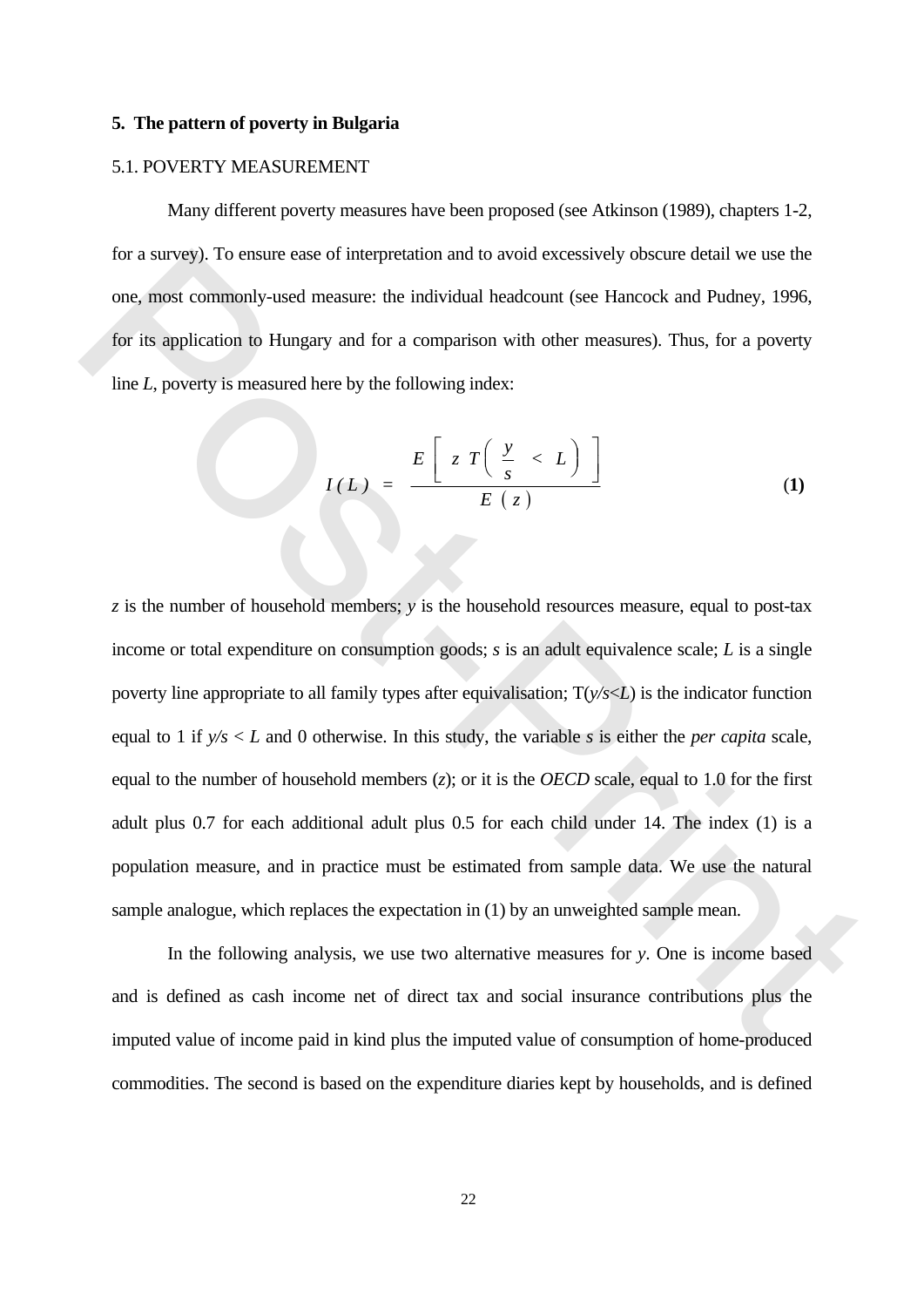## 5. The pattern of poverty in Bulgaria

### 5.1. POVERTY MEASUREMENT

Many different poverty measures have been proposed (see Atkinson (1989), chapters 1-2, for a survey). To ensure ease of interpretation and to avoid excessively obscure detail we use the one, most commonly-used measure: the individual headcount (see Hancock and Pudney, 1996, for its application to Hungary and for a comparison with other measures). Thus, for a poverty line *L*, poverty is measured here by the following index:

$$I(L) = \frac{E\left[ z \, T\left( \frac{y}{s} < L \right) \right]}{E\,(z)} \qquad \textbf{(1)}$$

*z* is the number of household members; *y* is the household resources measure, equal to post-tax income or total expenditure on consumption goods; *s* is an adult equivalence scale; *L* is a single poverty line appropriate to all family types after equivalisation; $T(y/s<L)$ is the indicator function equal to 1 if $y/s < L$ and 0 otherwise. In this study, the variable *s* is either the *per capita* scale, equal to the number of household members (*z*); or it is the *OECD* scale, equal to 1.0 for the first adult plus 0.7 for each additional adult plus 0.5 for each child under 14. The index (1) is a population measure, and in practice must be estimated from sample data. We use the natural sample analogue, which replaces the expectation in (1) by an unweighted sample mean.

In the following analysis, we use two alternative measures for *y*. One is income based and is defined as cash income net of direct tax and social insurance contributions plus the imputed value of income paid in kind plus the imputed value of consumption of home-produced commodities. The second is based on the expenditure diaries kept by households, and is defined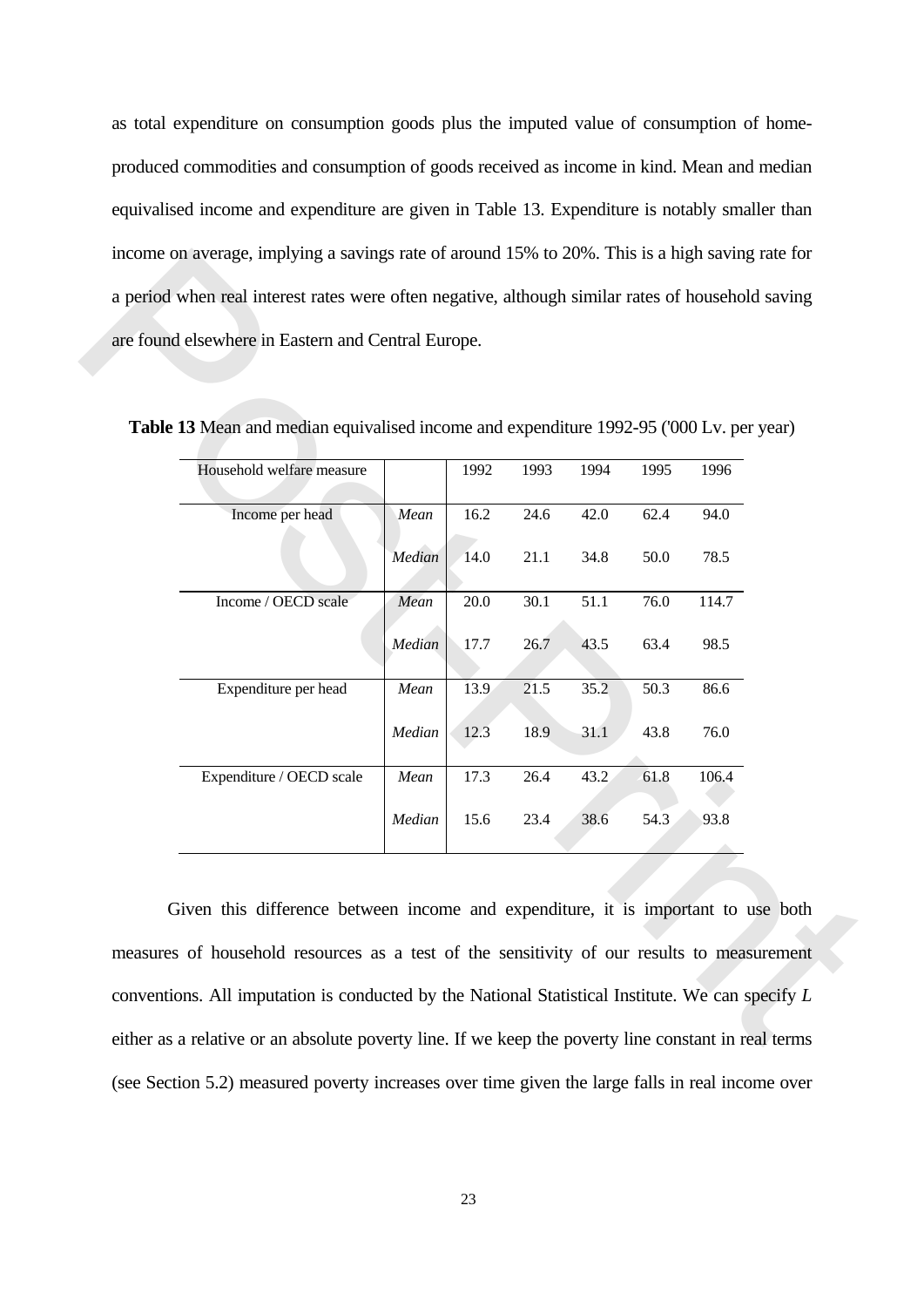as total expenditure on consumption goods plus the imputed value of consumption of home-produced commodities and consumption of goods received as income in kind. Mean and median equivalised income and expenditure are given in Table 13. Expenditure is notably smaller than income on average, implying a savings rate of around 15% to 20%. This is a high saving rate for a period when real interest rates were often negative, although similar rates of household saving are found elsewhere in Eastern and Central Europe.

**Table 13** Mean and median equivalised income and expenditure 1992-95 ('000 Lv. per year)

| Household welfare measure | | 1992 | 1993 | 1994 | 1995 | 1996 |
|---|---|---|---|---|---|---|
| Income per head | *Mean* | 16.2 | 24.6 | 42.0 | 62.4 | 94.0 |
| | *Median* | 14.0 | 21.1 | 34.8 | 50.0 | 78.5 |
| Income / OECD scale | *Mean* | 20.0 | 30.1 | 51.1 | 76.0 | 114.7 |
| | *Median* | 17.7 | 26.7 | 43.5 | 63.4 | 98.5 |
| Expenditure per head | *Mean* | 13.9 | 21.5 | 35.2 | 50.3 | 86.6 |
| | *Median* | 12.3 | 18.9 | 31.1 | 43.8 | 76.0 |
| Expenditure / OECD scale | *Mean* | 17.3 | 26.4 | 43.2 | 61.8 | 106.4 |
| | *Median* | 15.6 | 23.4 | 38.6 | 54.3 | 93.8 |

Given this difference between income and expenditure, it is important to use both measures of household resources as a test of the sensitivity of our results to measurement conventions. All imputation is conducted by the National Statistical Institute. We can specify $L$ either as a relative or an absolute poverty line. If we keep the poverty line constant in real terms (see Section 5.2) measured poverty increases over time given the large falls in real income over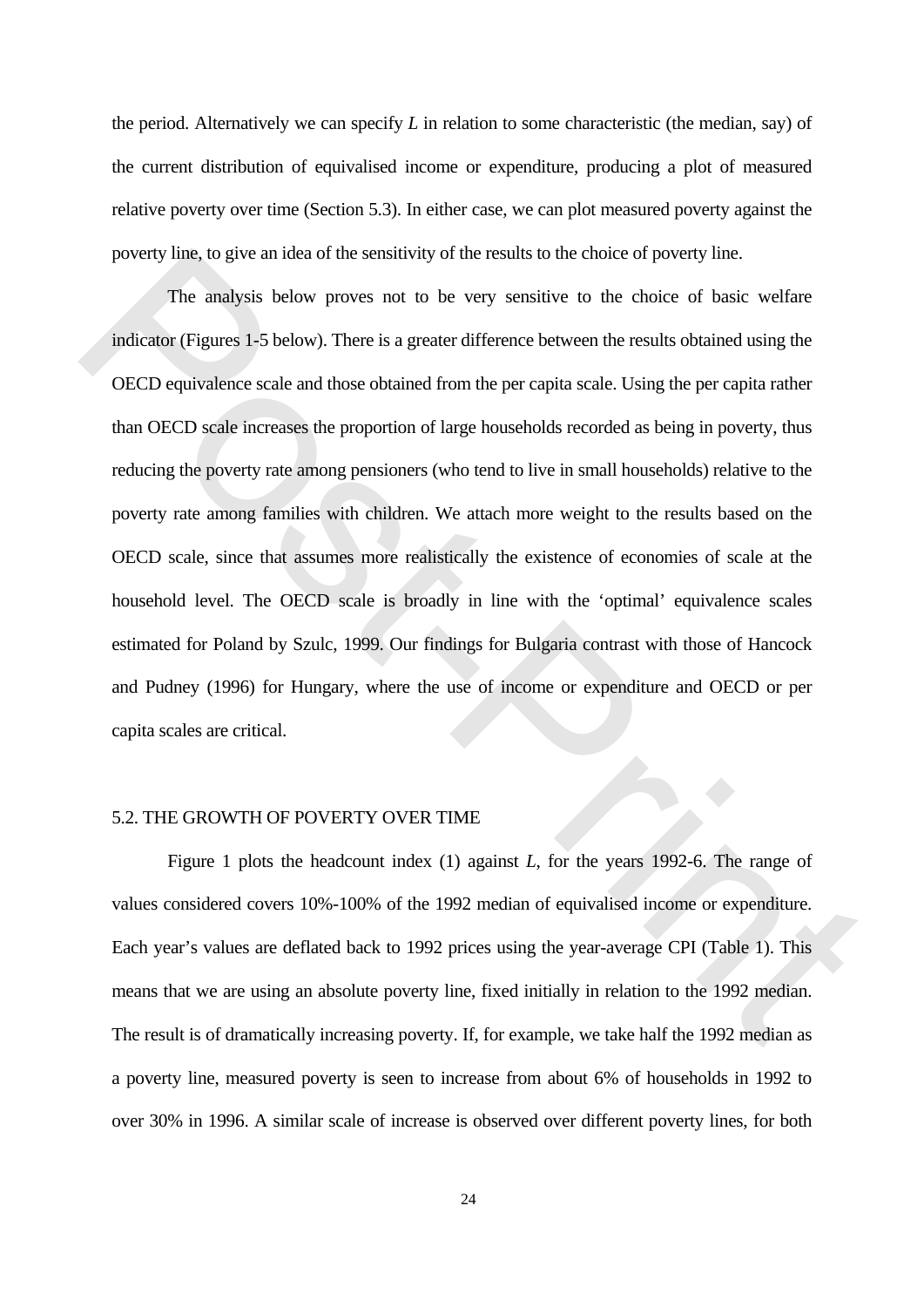the period. Alternatively we can specify $L$ in relation to some characteristic (the median, say) of the current distribution of equivalised income or expenditure, producing a plot of measured relative poverty over time (Section 5.3). In either case, we can plot measured poverty against the poverty line, to give an idea of the sensitivity of the results to the choice of poverty line.

The analysis below proves not to be very sensitive to the choice of basic welfare indicator (Figures 1-5 below). There is a greater difference between the results obtained using the OECD equivalence scale and those obtained from the per capita scale. Using the per capita rather than OECD scale increases the proportion of large households recorded as being in poverty, thus reducing the poverty rate among pensioners (who tend to live in small households) relative to the poverty rate among families with children. We attach more weight to the results based on the OECD scale, since that assumes more realistically the existence of economies of scale at the household level. The OECD scale is broadly in line with the 'optimal' equivalence scales estimated for Poland by Szulc, 1999. Our findings for Bulgaria contrast with those of Hancock and Pudney (1996) for Hungary, where the use of income or expenditure and OECD or per capita scales are critical.

## 5.2. THE GROWTH OF POVERTY OVER TIME

Figure 1 plots the headcount index (1) against $L$, for the years 1992-6. The range of values considered covers 10%-100% of the 1992 median of equivalised income or expenditure. Each year's values are deflated back to 1992 prices using the year-average CPI (Table 1). This means that we are using an absolute poverty line, fixed initially in relation to the 1992 median. The result is of dramatically increasing poverty. If, for example, we take half the 1992 median as a poverty line, measured poverty is seen to increase from about 6% of households in 1992 to over 30% in 1996. A similar scale of increase is observed over different poverty lines, for both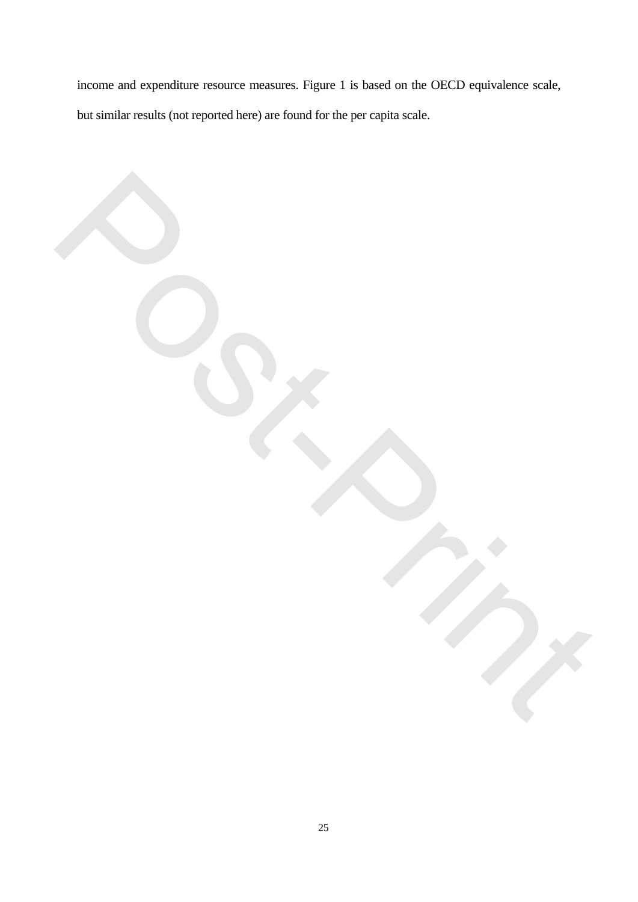income and expenditure resource measures. Figure 1 is based on the OECD equivalence scale, but similar results (not reported here) are found for the per capita scale.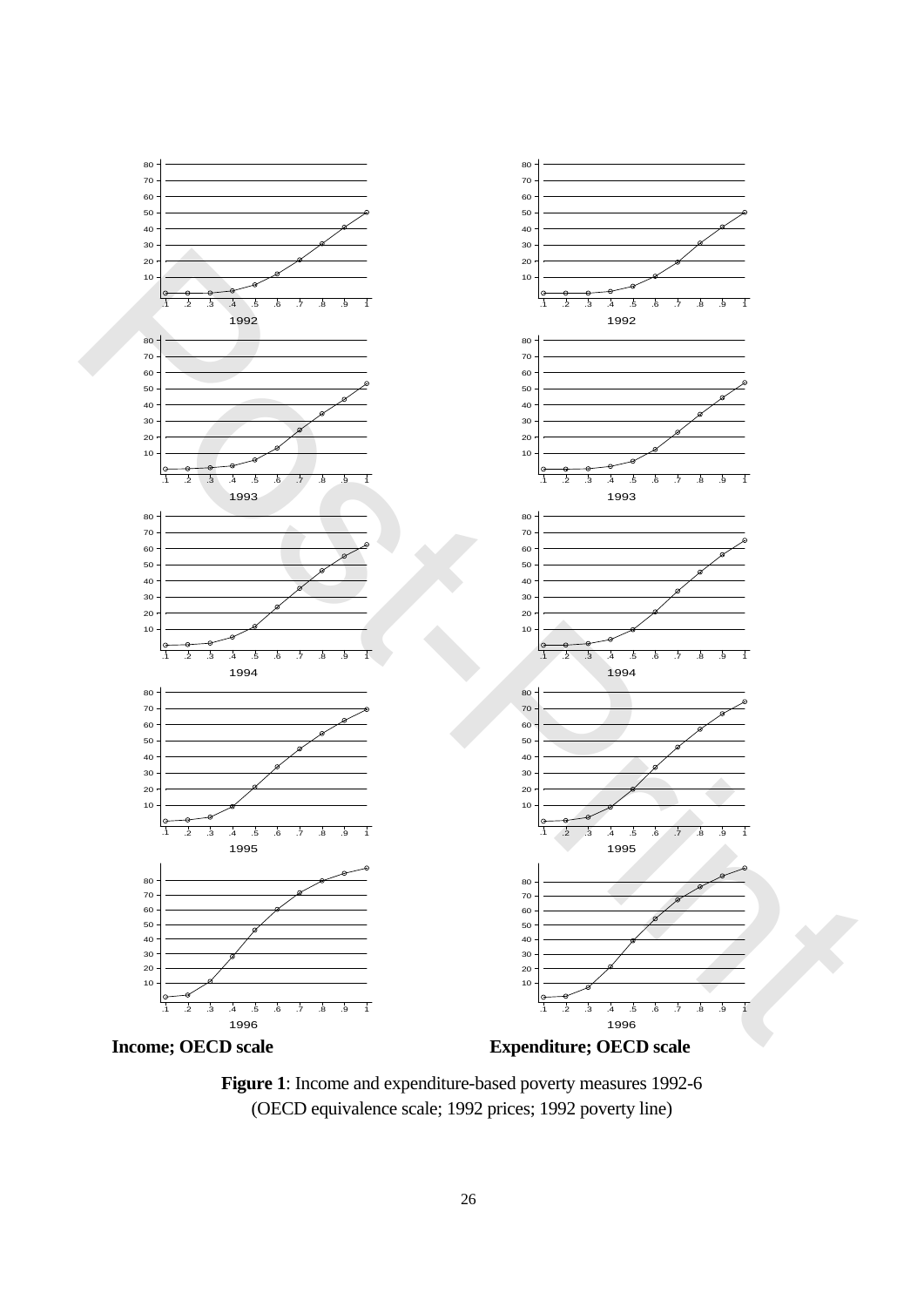**Income; OECD scale**

**Expenditure; OECD scale**

**Figure 1**: Income and expenditure-based poverty measures 1992-6
(OECD equivalence scale; 1992 prices; 1992 poverty line)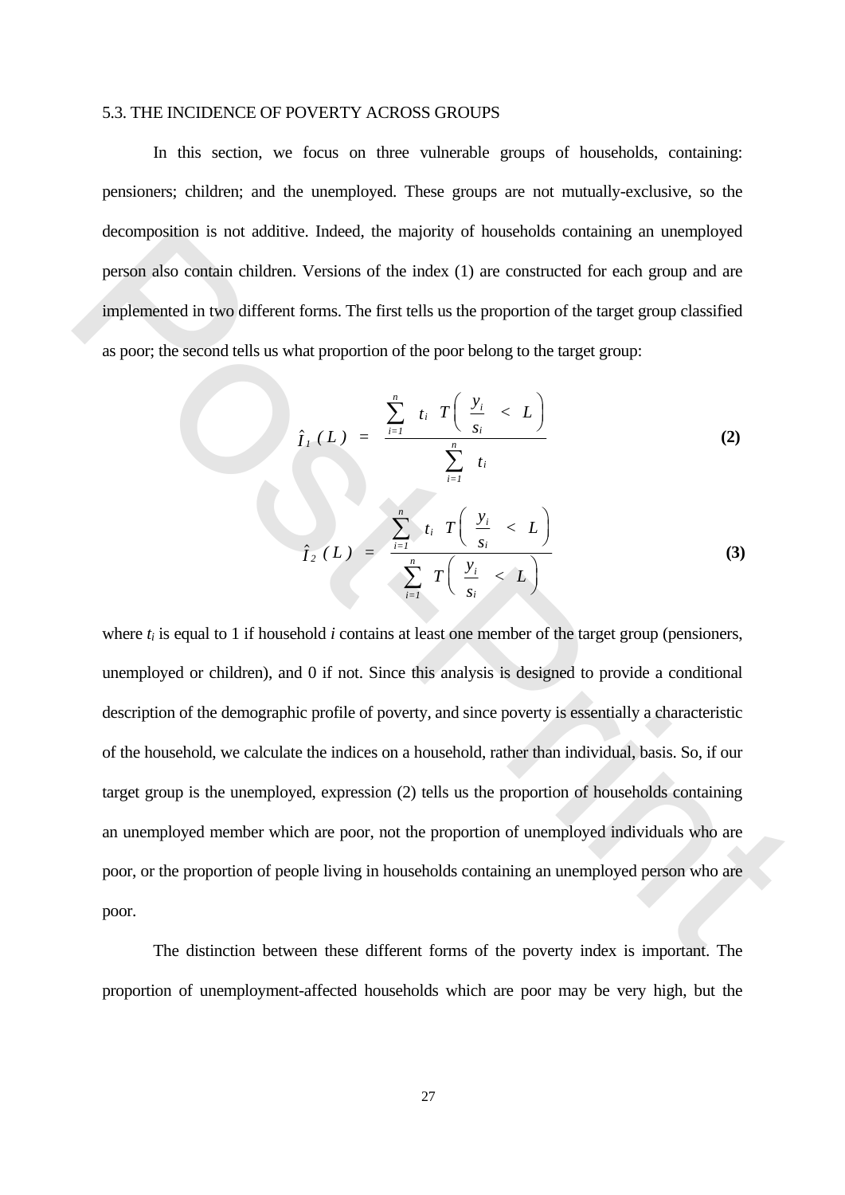### 5.3. THE INCIDENCE OF POVERTY ACROSS GROUPS

In this section, we focus on three vulnerable groups of households, containing: pensioners; children; and the unemployed. These groups are not mutually-exclusive, so the decomposition is not additive. Indeed, the majority of households containing an unemployed person also contain children. Versions of the index (1) are constructed for each group and are implemented in two different forms. The first tells us the proportion of the target group classified as poor; the second tells us what proportion of the poor belong to the target group:

$$\hat{I}_1(L) = \frac{\sum_{i=1}^{n} t_i \, T\left(\frac{y_i}{s_i} < L\right)}{\sum_{i=1}^{n} t_i} \tag{2}$$

$$\hat{I}_2(L) = \frac{\sum_{i=1}^{n} t_i \, T\left(\frac{y_i}{s_i} < L\right)}{\sum_{i=1}^{n} T\left(\frac{y_i}{s_i} < L\right)} \tag{3}$$

where $t_i$ is equal to 1 if household *i* contains at least one member of the target group (pensioners, unemployed or children), and 0 if not. Since this analysis is designed to provide a conditional description of the demographic profile of poverty, and since poverty is essentially a characteristic of the household, we calculate the indices on a household, rather than individual, basis. So, if our target group is the unemployed, expression (2) tells us the proportion of households containing an unemployed member which are poor, not the proportion of unemployed individuals who are poor, or the proportion of people living in households containing an unemployed person who are poor.

The distinction between these different forms of the poverty index is important. The proportion of unemployment-affected households which are poor may be very high, but the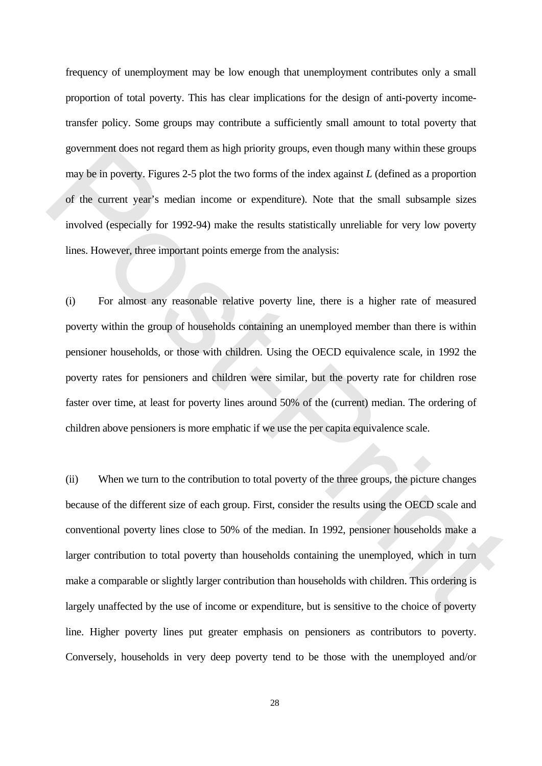frequency of unemployment may be low enough that unemployment contributes only a small proportion of total poverty. This has clear implications for the design of anti-poverty income-transfer policy. Some groups may contribute a sufficiently small amount to total poverty that government does not regard them as high priority groups, even though many within these groups may be in poverty. Figures 2-5 plot the two forms of the index against *L* (defined as a proportion of the current year's median income or expenditure). Note that the small subsample sizes involved (especially for 1992-94) make the results statistically unreliable for very low poverty lines. However, three important points emerge from the analysis:

(i) For almost any reasonable relative poverty line, there is a higher rate of measured poverty within the group of households containing an unemployed member than there is within pensioner households, or those with children. Using the OECD equivalence scale, in 1992 the poverty rates for pensioners and children were similar, but the poverty rate for children rose faster over time, at least for poverty lines around 50% of the (current) median. The ordering of children above pensioners is more emphatic if we use the per capita equivalence scale.

(ii) When we turn to the contribution to total poverty of the three groups, the picture changes because of the different size of each group. First, consider the results using the OECD scale and conventional poverty lines close to 50% of the median. In 1992, pensioner households make a larger contribution to total poverty than households containing the unemployed, which in turn make a comparable or slightly larger contribution than households with children. This ordering is largely unaffected by the use of income or expenditure, but is sensitive to the choice of poverty line. Higher poverty lines put greater emphasis on pensioners as contributors to poverty. Conversely, households in very deep poverty tend to be those with the unemployed and/or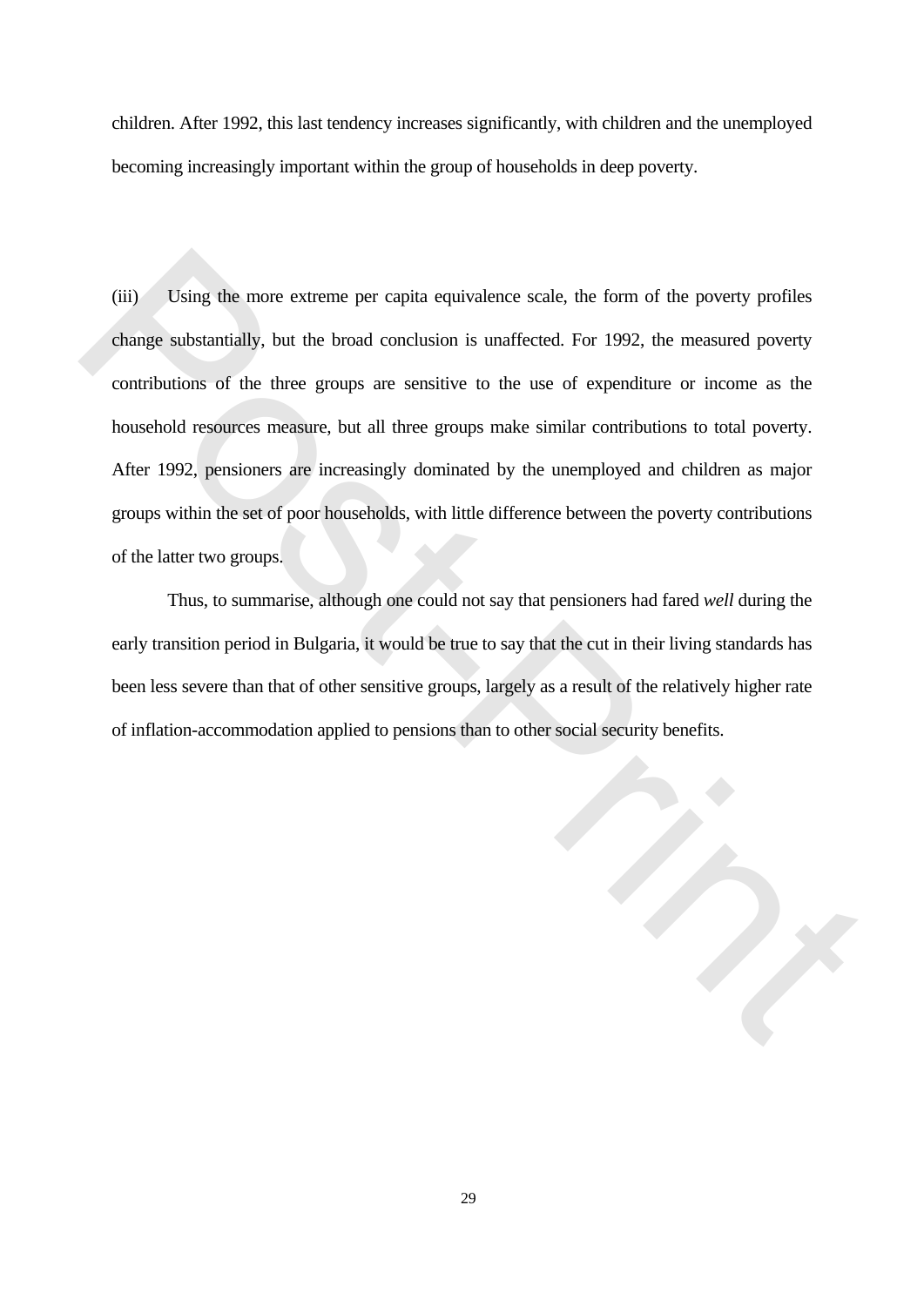children. After 1992, this last tendency increases significantly, with children and the unemployed becoming increasingly important within the group of households in deep poverty.

(iii) Using the more extreme per capita equivalence scale, the form of the poverty profiles change substantially, but the broad conclusion is unaffected. For 1992, the measured poverty contributions of the three groups are sensitive to the use of expenditure or income as the household resources measure, but all three groups make similar contributions to total poverty. After 1992, pensioners are increasingly dominated by the unemployed and children as major groups within the set of poor households, with little difference between the poverty contributions of the latter two groups.

Thus, to summarise, although one could not say that pensioners had fared *well* during the early transition period in Bulgaria, it would be true to say that the cut in their living standards has been less severe than that of other sensitive groups, largely as a result of the relatively higher rate of inflation-accommodation applied to pensions than to other social security benefits.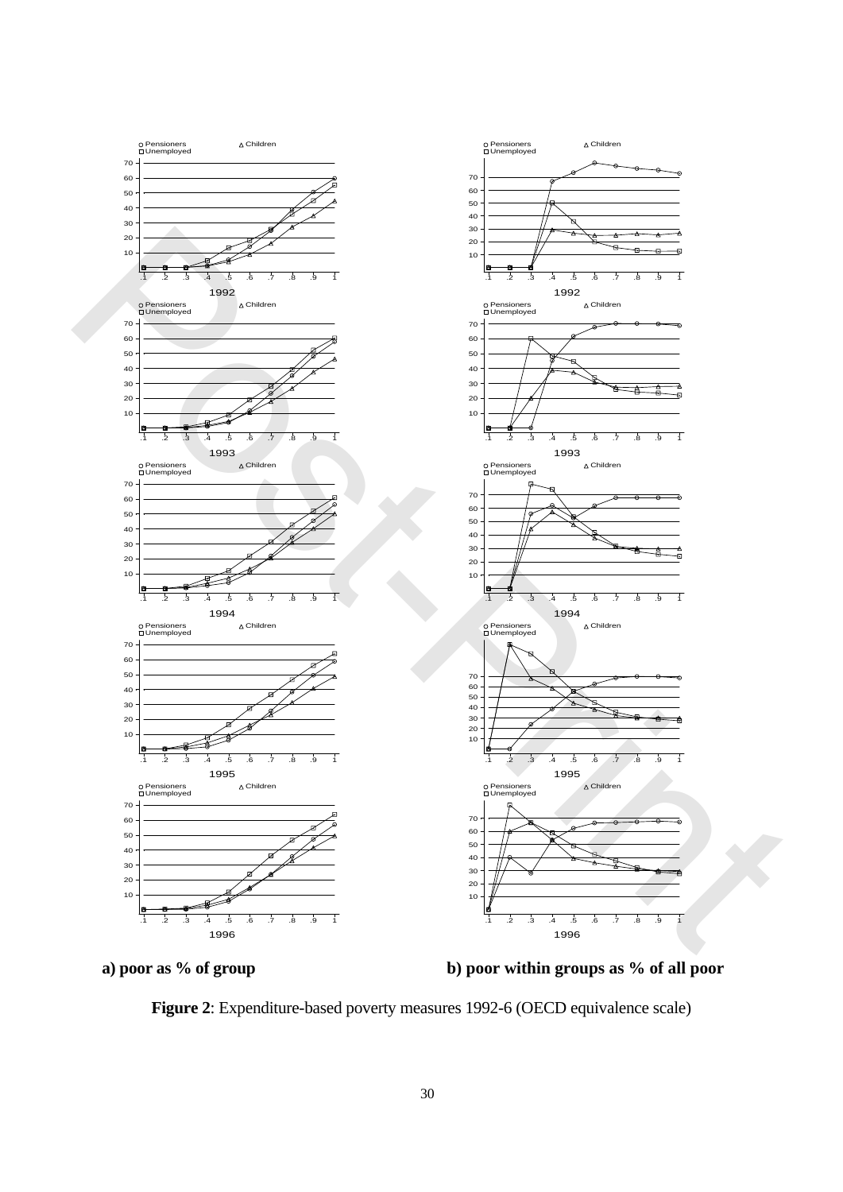a) poor as % of group

b) poor within groups as % of all poor

**Figure 2**: Expenditure-based poverty measures 1992-6 (OECD equivalence scale)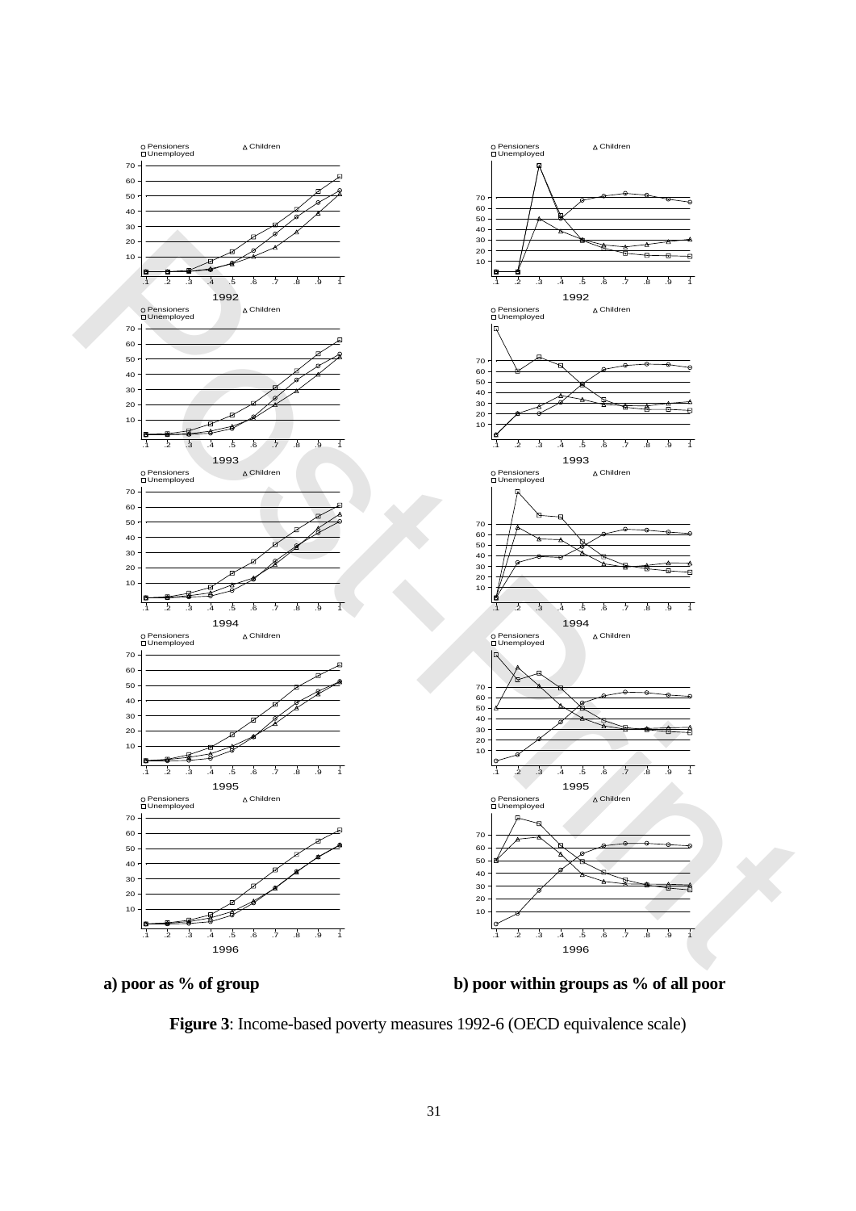**a) poor as % of group** **b) poor within groups as % of all poor**

**Figure 3**: Income-based poverty measures 1992-6 (OECD equivalence scale)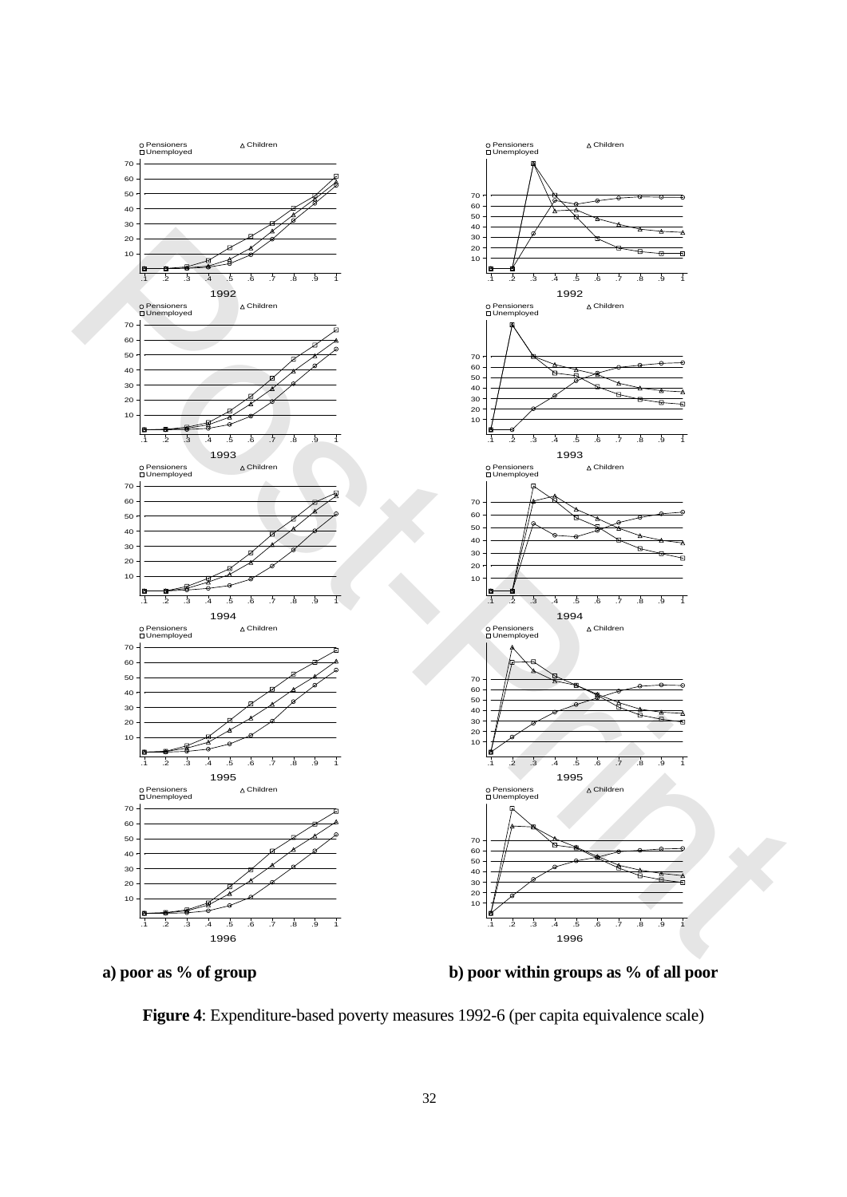a) poor as % of group

b) poor within groups as % of all poor

**Figure 4**: Expenditure-based poverty measures 1992-6 (per capita equivalence scale)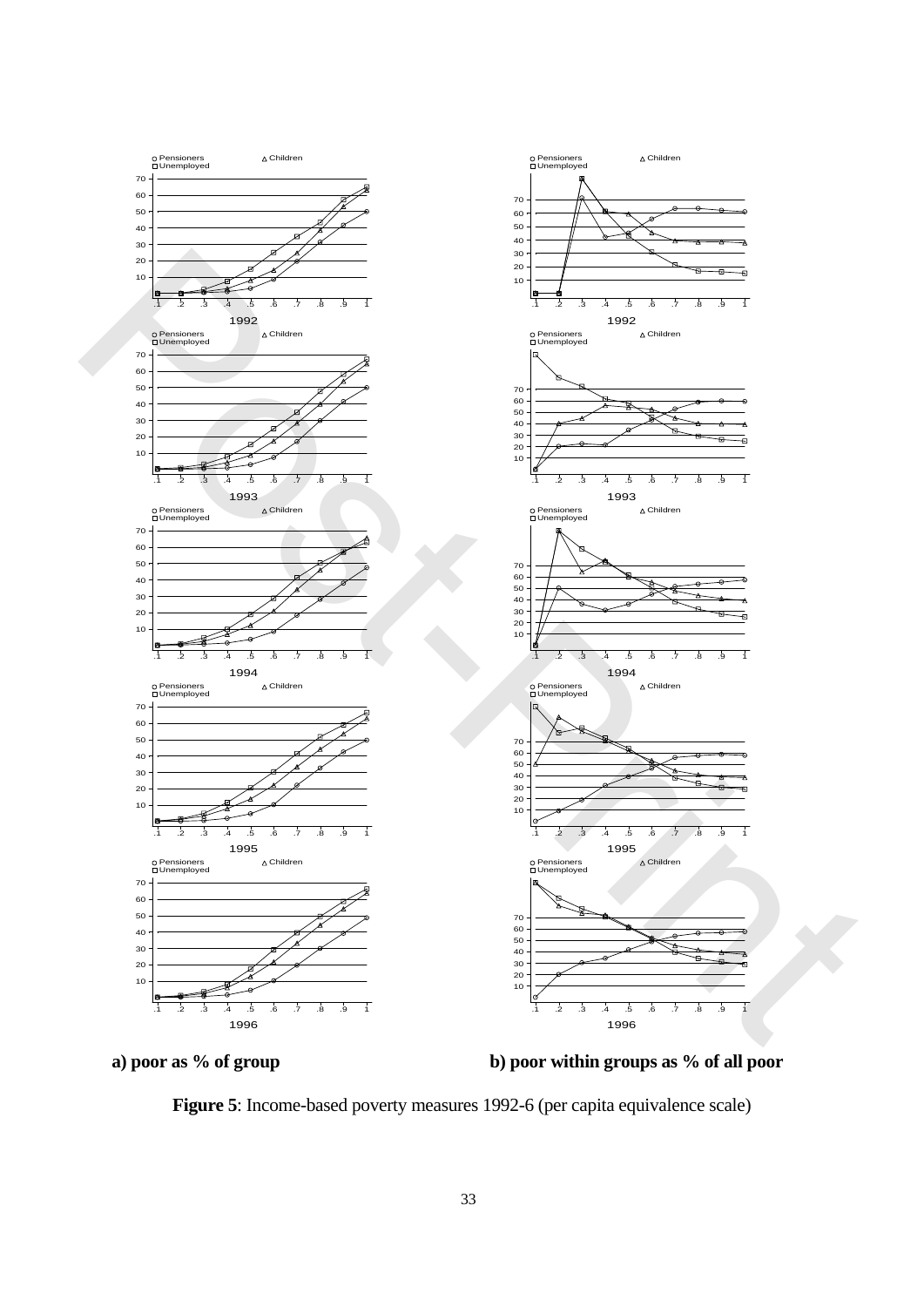a) poor as % of group

b) poor within groups as % of all poor

**Figure 5**: Income-based poverty measures 1992-6 (per capita equivalence scale)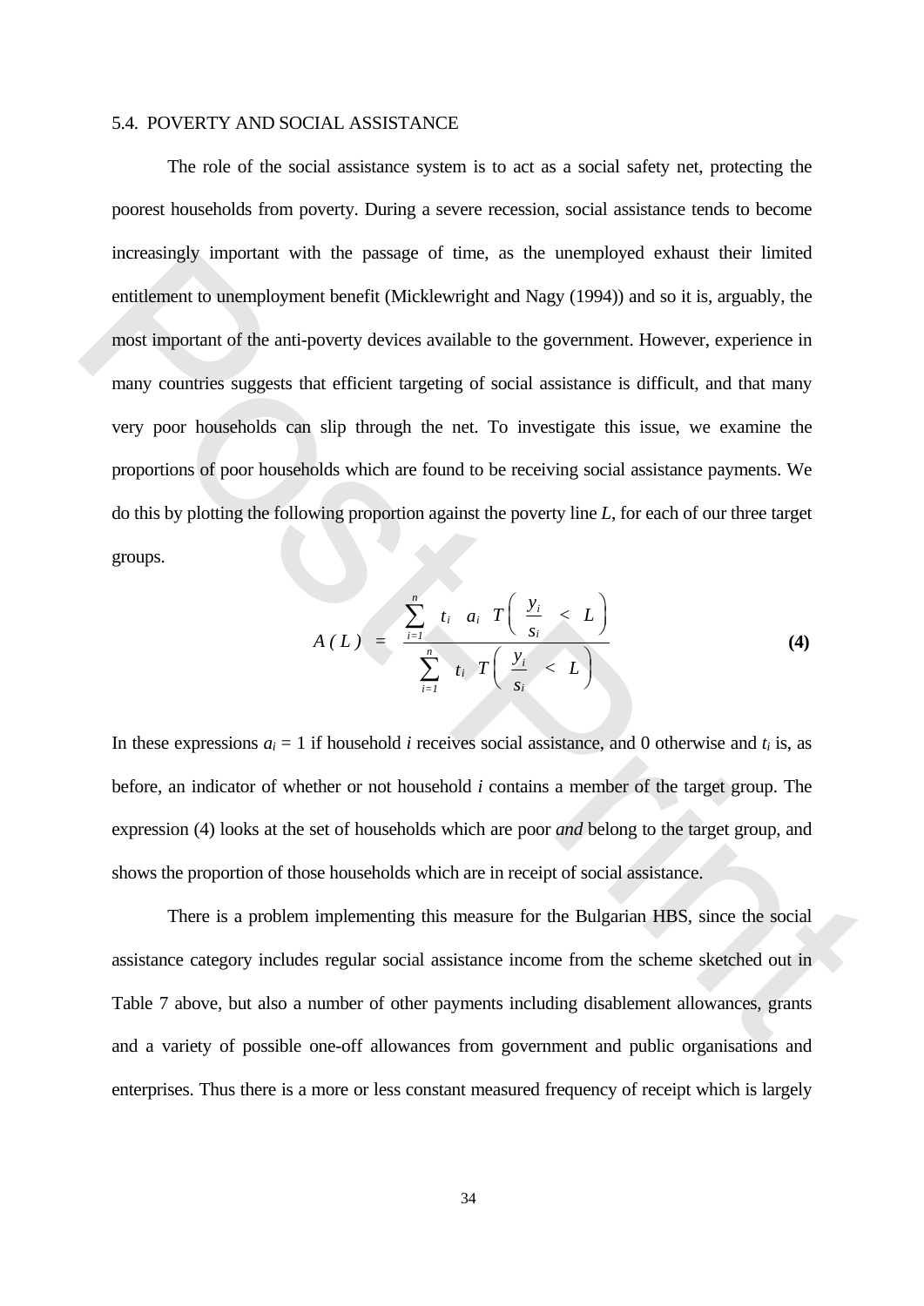5.4. POVERTY AND SOCIAL ASSISTANCE

The role of the social assistance system is to act as a social safety net, protecting the poorest households from poverty. During a severe recession, social assistance tends to become increasingly important with the passage of time, as the unemployed exhaust their limited entitlement to unemployment benefit (Micklewright and Nagy (1994)) and so it is, arguably, the most important of the anti-poverty devices available to the government. However, experience in many countries suggests that efficient targeting of social assistance is difficult, and that many very poor households can slip through the net. To investigate this issue, we examine the proportions of poor households which are found to be receiving social assistance payments. We do this by plotting the following proportion against the poverty line *L*, for each of our three target groups.

$$A(L) = \frac{\sum_{i=1}^{n} t_i \; a_i \; T\left( \frac{y_i}{s_i} < L \right)}{\sum_{i=1}^{n} t_i \; T\left( \frac{y_i}{s_i} < L \right)} \qquad \textbf{(4)}$$

In these expressions $a_i = 1$ if household $i$ receives social assistance, and 0 otherwise and $t_i$ is, as before, an indicator of whether or not household $i$ contains a member of the target group. The expression (4) looks at the set of households which are poor *and* belong to the target group, and shows the proportion of those households which are in receipt of social assistance.

There is a problem implementing this measure for the Bulgarian HBS, since the social assistance category includes regular social assistance income from the scheme sketched out in Table 7 above, but also a number of other payments including disablement allowances, grants and a variety of possible one-off allowances from government and public organisations and enterprises. Thus there is a more or less constant measured frequency of receipt which is largely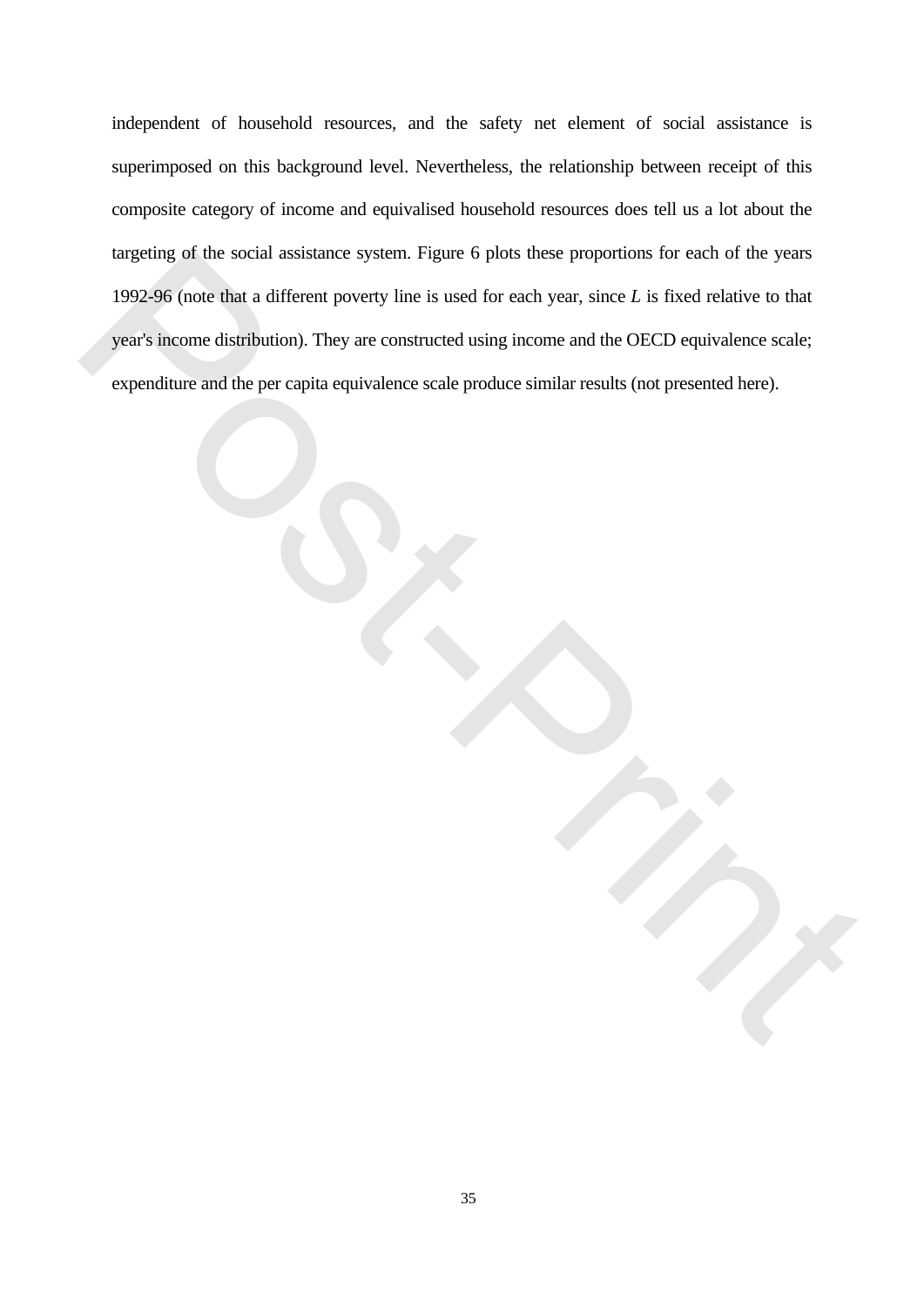independent of household resources, and the safety net element of social assistance is superimposed on this background level. Nevertheless, the relationship between receipt of this composite category of income and equivalised household resources does tell us a lot about the targeting of the social assistance system. Figure 6 plots these proportions for each of the years 1992-96 (note that a different poverty line is used for each year, since $L$ is fixed relative to that year's income distribution). They are constructed using income and the OECD equivalence scale; expenditure and the per capita equivalence scale produce similar results (not presented here).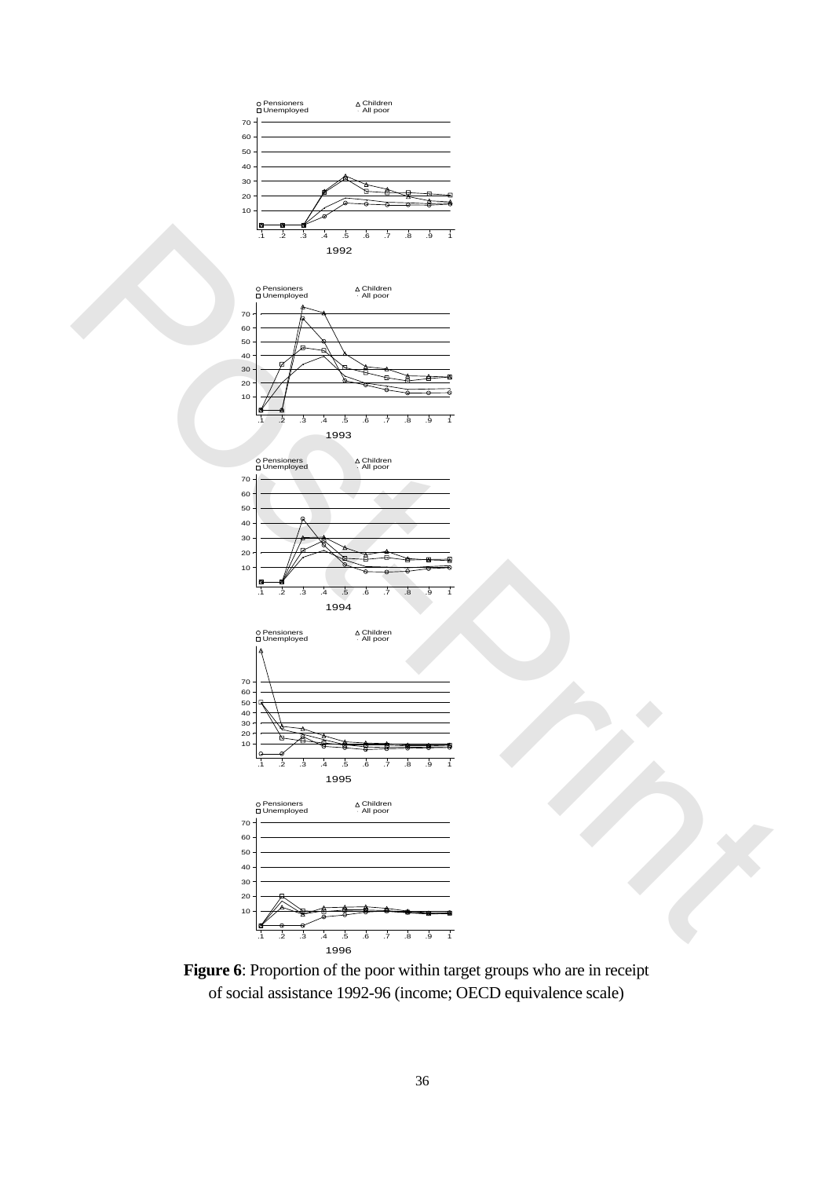**Figure 6**: Proportion of the poor within target groups who are in receipt of social assistance 1992-96 (income; OECD equivalence scale)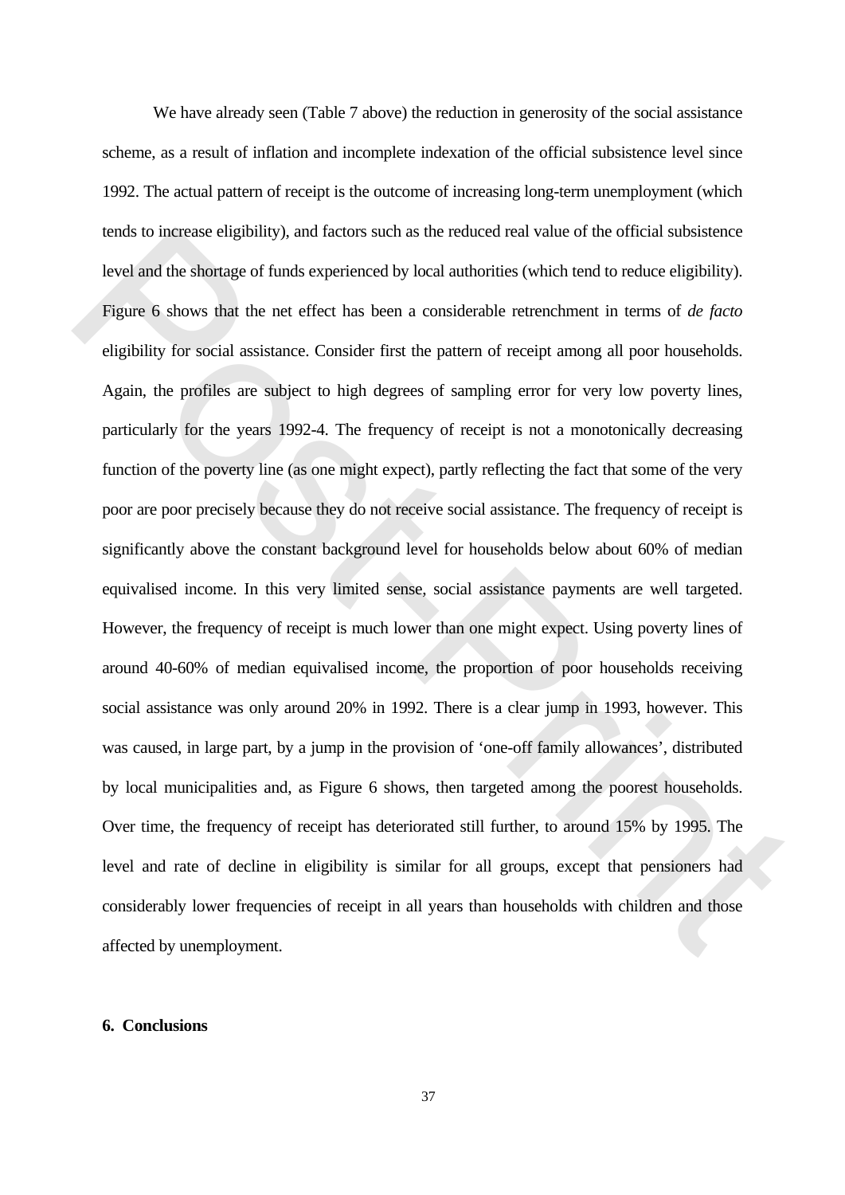We have already seen (Table 7 above) the reduction in generosity of the social assistance scheme, as a result of inflation and incomplete indexation of the official subsistence level since 1992. The actual pattern of receipt is the outcome of increasing long-term unemployment (which tends to increase eligibility), and factors such as the reduced real value of the official subsistence level and the shortage of funds experienced by local authorities (which tend to reduce eligibility). Figure 6 shows that the net effect has been a considerable retrenchment in terms of *de facto* eligibility for social assistance. Consider first the pattern of receipt among all poor households. Again, the profiles are subject to high degrees of sampling error for very low poverty lines, particularly for the years 1992-4. The frequency of receipt is not a monotonically decreasing function of the poverty line (as one might expect), partly reflecting the fact that some of the very poor are poor precisely because they do not receive social assistance. The frequency of receipt is significantly above the constant background level for households below about 60% of median equivalised income. In this very limited sense, social assistance payments are well targeted. However, the frequency of receipt is much lower than one might expect. Using poverty lines of around 40-60% of median equivalised income, the proportion of poor households receiving social assistance was only around 20% in 1992. There is a clear jump in 1993, however. This was caused, in large part, by a jump in the provision of 'one-off family allowances', distributed by local municipalities and, as Figure 6 shows, then targeted among the poorest households. Over time, the frequency of receipt has deteriorated still further, to around 15% by 1995. The level and rate of decline in eligibility is similar for all groups, except that pensioners had considerably lower frequencies of receipt in all years than households with children and those affected by unemployment.

## 6. Conclusions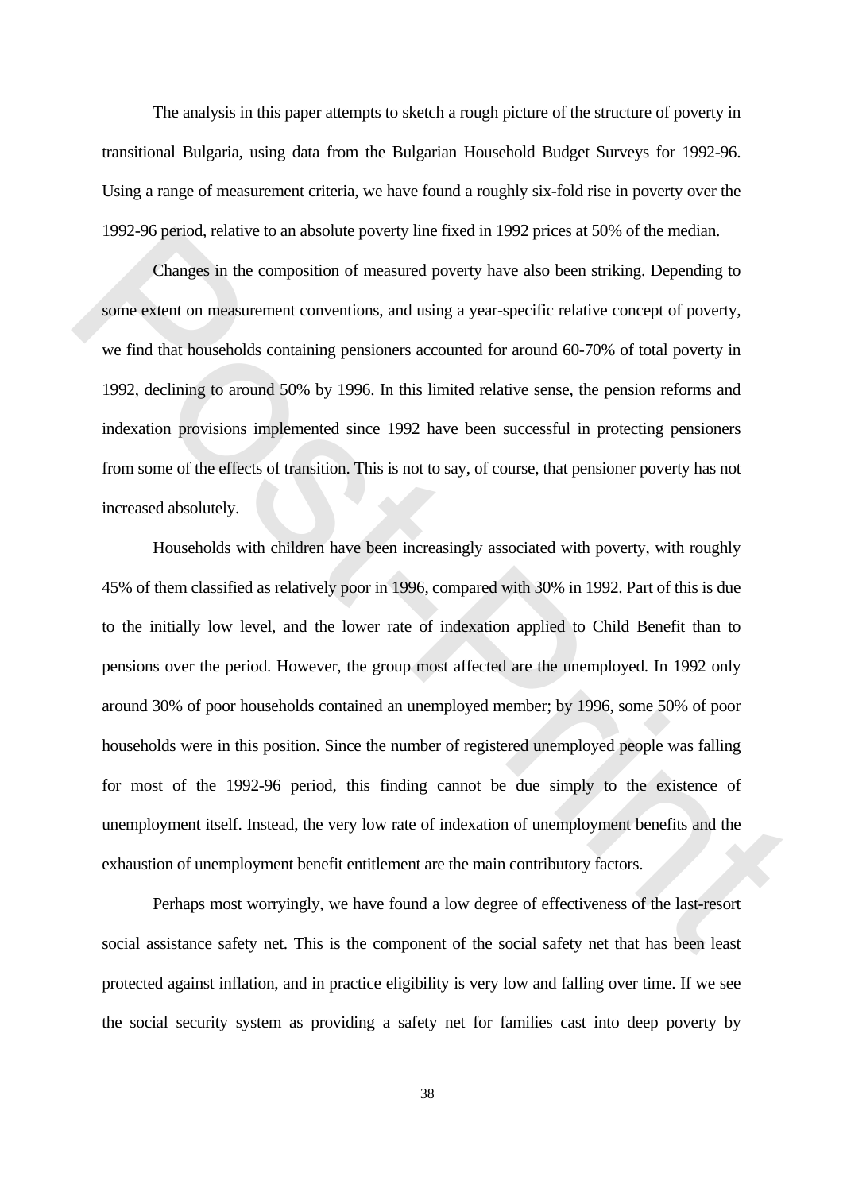The analysis in this paper attempts to sketch a rough picture of the structure of poverty in transitional Bulgaria, using data from the Bulgarian Household Budget Surveys for 1992-96. Using a range of measurement criteria, we have found a roughly six-fold rise in poverty over the 1992-96 period, relative to an absolute poverty line fixed in 1992 prices at 50% of the median.

Changes in the composition of measured poverty have also been striking. Depending to some extent on measurement conventions, and using a year-specific relative concept of poverty, we find that households containing pensioners accounted for around 60-70% of total poverty in 1992, declining to around 50% by 1996. In this limited relative sense, the pension reforms and indexation provisions implemented since 1992 have been successful in protecting pensioners from some of the effects of transition. This is not to say, of course, that pensioner poverty has not increased absolutely.

Households with children have been increasingly associated with poverty, with roughly 45% of them classified as relatively poor in 1996, compared with 30% in 1992. Part of this is due to the initially low level, and the lower rate of indexation applied to Child Benefit than to pensions over the period. However, the group most affected are the unemployed. In 1992 only around 30% of poor households contained an unemployed member; by 1996, some 50% of poor households were in this position. Since the number of registered unemployed people was falling for most of the 1992-96 period, this finding cannot be due simply to the existence of unemployment itself. Instead, the very low rate of indexation of unemployment benefits and the exhaustion of unemployment benefit entitlement are the main contributory factors.

Perhaps most worryingly, we have found a low degree of effectiveness of the last-resort social assistance safety net. This is the component of the social safety net that has been least protected against inflation, and in practice eligibility is very low and falling over time. If we see the social security system as providing a safety net for families cast into deep poverty by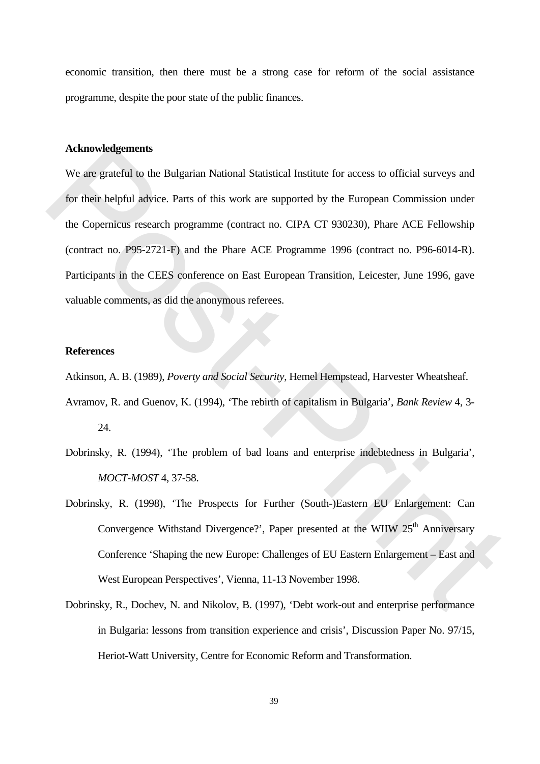economic transition, then there must be a strong case for reform of the social assistance programme, despite the poor state of the public finances.

## Acknowledgements

We are grateful to the Bulgarian National Statistical Institute for access to official surveys and for their helpful advice. Parts of this work are supported by the European Commission under the Copernicus research programme (contract no. CIPA CT 930230), Phare ACE Fellowship (contract no. P95-2721-F) and the Phare ACE Programme 1996 (contract no. P96-6014-R). Participants in the CEES conference on East European Transition, Leicester, June 1996, gave valuable comments, as did the anonymous referees.

## References

Atkinson, A. B. (1989), *Poverty and Social Security*, Hemel Hempstead, Harvester Wheatsheaf.

Avramov, R. and Guenov, K. (1994), 'The rebirth of capitalism in Bulgaria', *Bank Review* 4, 3-24.

Dobrinsky, R. (1994), 'The problem of bad loans and enterprise indebtedness in Bulgaria', *MOCT-MOST* 4, 37-58.

Dobrinsky, R. (1998), 'The Prospects for Further (South-)Eastern EU Enlargement: Can Convergence Withstand Divergence?', Paper presented at the WIIW 25th Anniversary Conference 'Shaping the new Europe: Challenges of EU Eastern Enlargement – East and West European Perspectives', Vienna, 11-13 November 1998.

Dobrinsky, R., Dochev, N. and Nikolov, B. (1997), 'Debt work-out and enterprise performance in Bulgaria: lessons from transition experience and crisis', Discussion Paper No. 97/15, Heriot-Watt University, Centre for Economic Reform and Transformation.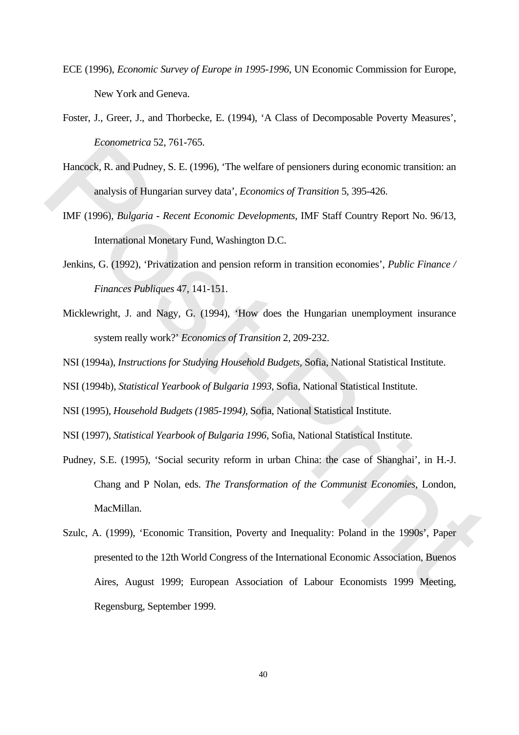ECE (1996), *Economic Survey of Europe in 1995-1996*, UN Economic Commission for Europe, New York and Geneva.

Foster, J., Greer, J., and Thorbecke, E. (1994), 'A Class of Decomposable Poverty Measures', *Econometrica* 52, 761-765.

Hancock, R. and Pudney, S. E. (1996), 'The welfare of pensioners during economic transition: an analysis of Hungarian survey data', *Economics of Transition* 5, 395-426.

IMF (1996), *Bulgaria - Recent Economic Developments*, IMF Staff Country Report No. 96/13, International Monetary Fund, Washington D.C.

Jenkins, G. (1992), 'Privatization and pension reform in transition economies', *Public Finance / Finances Publiques* 47, 141-151.

Micklewright, J. and Nagy, G. (1994), 'How does the Hungarian unemployment insurance system really work?' *Economics of Transition* 2, 209-232.

NSI (1994a), *Instructions for Studying Household Budgets*, Sofia, National Statistical Institute.

NSI (1994b), *Statistical Yearbook of Bulgaria 1993*, Sofia, National Statistical Institute.

NSI (1995), *Household Budgets (1985-1994)*, Sofia, National Statistical Institute.

NSI (1997), *Statistical Yearbook of Bulgaria 1996*, Sofia, National Statistical Institute.

Pudney, S.E. (1995), 'Social security reform in urban China: the case of Shanghai', in H.-J. Chang and P Nolan, eds. *The Transformation of the Communist Economies*, London, MacMillan.

Szulc, A. (1999), 'Economic Transition, Poverty and Inequality: Poland in the 1990s', Paper presented to the 12th World Congress of the International Economic Association, Buenos Aires, August 1999; European Association of Labour Economists 1999 Meeting, Regensburg, September 1999.